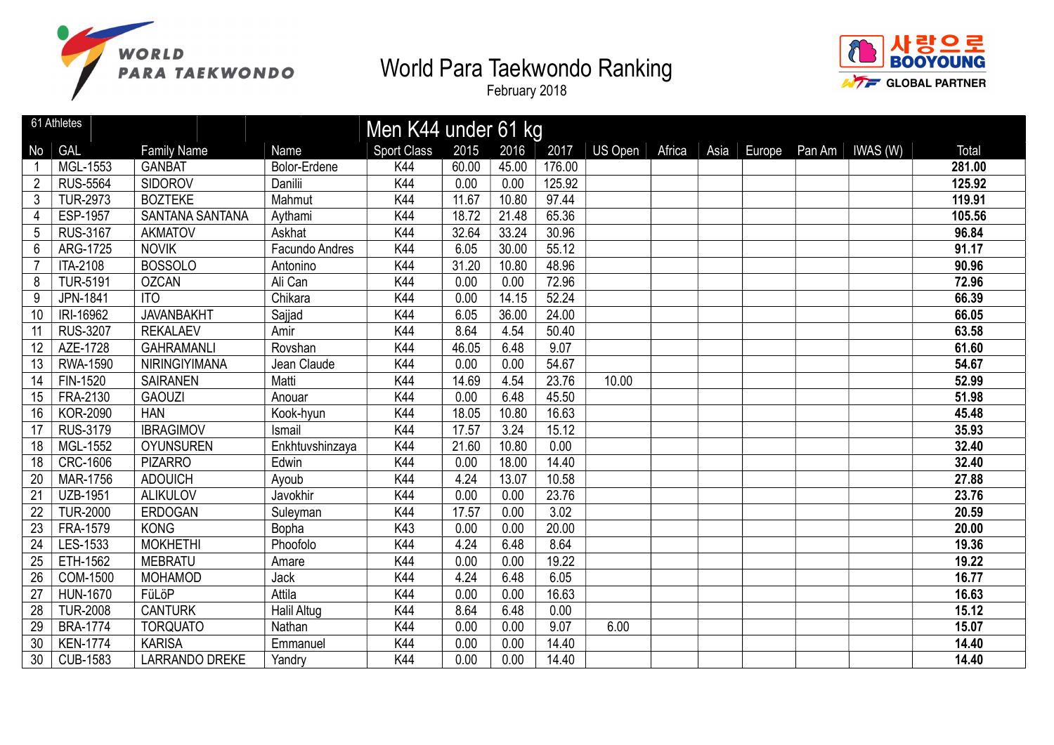# World Para Taekwondo Ranking

February 2018

## Men K44 under 61 kg

61 Athletes

| No | GAL | Family Name | Name | Sport Class | 2015 | 2016 | 2017 | US Open | Africa | Asia | Europe | Pan Am | IWAS (W) | Total |
|---|---|---|---|---|---|---|---|---|---|---|---|---|---|---|
| 1 | MGL-1553 | GANBAT | Bolor-Erdene | K44 | 60.00 | 45.00 | 176.00 | | | | | | | **281.00** |
| 2 | RUS-5564 | SIDOROV | Danilii | K44 | 0.00 | 0.00 | 125.92 | | | | | | | **125.92** |
| 3 | TUR-2973 | BOZTEKE | Mahmut | K44 | 11.67 | 10.80 | 97.44 | | | | | | | **119.91** |
| 4 | ESP-1957 | SANTANA SANTANA | Aythami | K44 | 18.72 | 21.48 | 65.36 | | | | | | | **105.56** |
| 5 | RUS-3167 | AKMATOV | Askhat | K44 | 32.64 | 33.24 | 30.96 | | | | | | | **96.84** |
| 6 | ARG-1725 | NOVIK | Facundo Andres | K44 | 6.05 | 30.00 | 55.12 | | | | | | | **91.17** |
| 7 | ITA-2108 | BOSSOLO | Antonino | K44 | 31.20 | 10.80 | 48.96 | | | | | | | **90.96** |
| 8 | TUR-5191 | OZCAN | Ali Can | K44 | 0.00 | 0.00 | 72.96 | | | | | | | **72.96** |
| 9 | JPN-1841 | ITO | Chikara | K44 | 0.00 | 14.15 | 52.24 | | | | | | | **66.39** |
| 10 | IRI-16962 | JAVANBAKHT | Sajjad | K44 | 6.05 | 36.00 | 24.00 | | | | | | | **66.05** |
| 11 | RUS-3207 | REKALAEV | Amir | K44 | 8.64 | 4.54 | 50.40 | | | | | | | **63.58** |
| 12 | AZE-1728 | GAHRAMANLI | Rovshan | K44 | 46.05 | 6.48 | 9.07 | | | | | | | **61.60** |
| 13 | RWA-1590 | NIRINGIYIMANA | Jean Claude | K44 | 0.00 | 0.00 | 54.67 | | | | | | | **54.67** |
| 14 | FIN-1520 | SAIRANEN | Matti | K44 | 14.69 | 4.54 | 23.76 | 10.00 | | | | | | **52.99** |
| 15 | FRA-2130 | GAOUZI | Anouar | K44 | 0.00 | 6.48 | 45.50 | | | | | | | **51.98** |
| 16 | KOR-2090 | HAN | Kook-hyun | K44 | 18.05 | 10.80 | 16.63 | | | | | | | **45.48** |
| 17 | RUS-3179 | IBRAGIMOV | Ismail | K44 | 17.57 | 3.24 | 15.12 | | | | | | | **35.93** |
| 18 | MGL-1552 | OYUNSUREN | Enkhtuvshinzaya | K44 | 21.60 | 10.80 | 0.00 | | | | | | | **32.40** |
| 18 | CRC-1606 | PIZARRO | Edwin | K44 | 0.00 | 18.00 | 14.40 | | | | | | | **32.40** |
| 20 | MAR-1756 | ADOUICH | Ayoub | K44 | 4.24 | 13.07 | 10.58 | | | | | | | **27.88** |
| 21 | UZB-1951 | ALIKULOV | Javokhir | K44 | 0.00 | 0.00 | 23.76 | | | | | | | **23.76** |
| 22 | TUR-2000 | ERDOGAN | Suleyman | K44 | 17.57 | 0.00 | 3.02 | | | | | | | **20.59** |
| 23 | FRA-1579 | KONG | Bopha | K43 | 0.00 | 0.00 | 20.00 | | | | | | | **20.00** |
| 24 | LES-1533 | MOKHETHI | Phoofolo | K44 | 4.24 | 6.48 | 8.64 | | | | | | | **19.36** |
| 25 | ETH-1562 | MEBRATU | Amare | K44 | 0.00 | 0.00 | 19.22 | | | | | | | **19.22** |
| 26 | COM-1500 | MOHAMOD | Jack | K44 | 4.24 | 6.48 | 6.05 | | | | | | | **16.77** |
| 27 | HUN-1670 | FüLöP | Attila | K44 | 0.00 | 0.00 | 16.63 | | | | | | | **16.63** |
| 28 | TUR-2008 | CANTURK | Halil Altug | K44 | 8.64 | 6.48 | 0.00 | | | | | | | **15.12** |
| 29 | BRA-1774 | TORQUATO | Nathan | K44 | 0.00 | 0.00 | 9.07 | 6.00 | | | | | | **15.07** |
| 30 | KEN-1774 | KARISA | Emmanuel | K44 | 0.00 | 0.00 | 14.40 | | | | | | | **14.40** |
| 30 | CUB-1583 | LARRANDO DREKE | Yandry | K44 | 0.00 | 0.00 | 14.40 | | | | | | | **14.40** |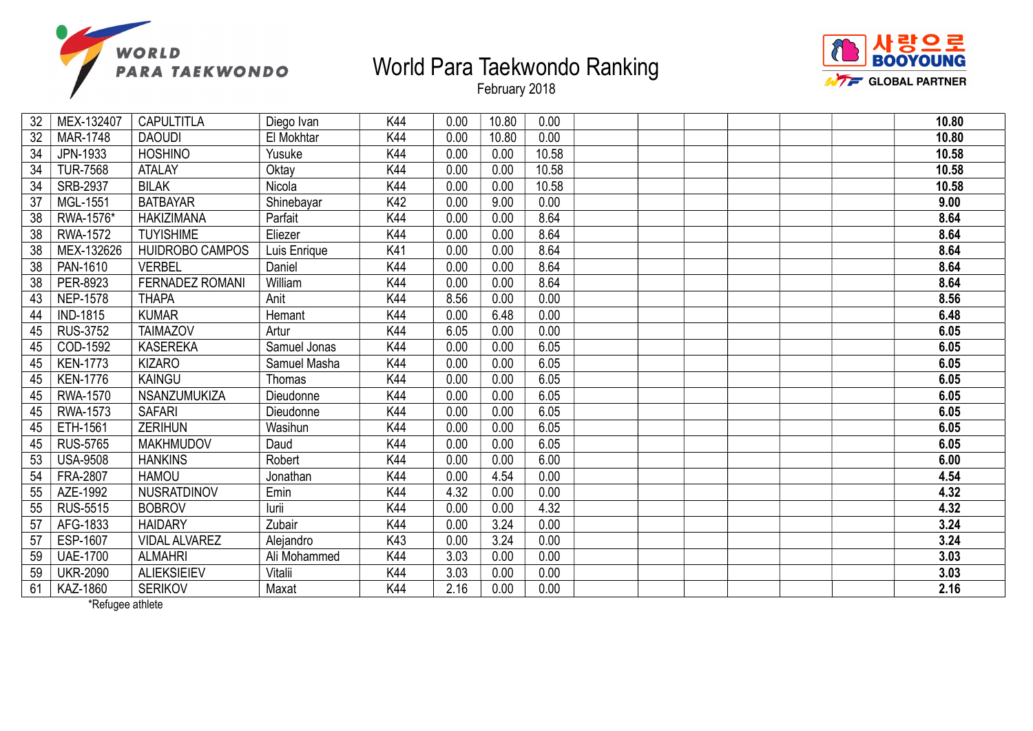# World Para Taekwondo Ranking

February 2018

| | | | | | | | | | | | | | | |
|---|---|---|---|---|---|---|---|---|---|---|---|---|---|---|
| 32 | MEX-132407 | CAPULTITLA | Diego Ivan | K44 | 0.00 | 10.80 | 0.00 | | | | | | | **10.80** |
| 32 | MAR-1748 | DAOUDI | El Mokhtar | K44 | 0.00 | 10.80 | 0.00 | | | | | | | **10.80** |
| 34 | JPN-1933 | HOSHINO | Yusuke | K44 | 0.00 | 0.00 | 10.58 | | | | | | | **10.58** |
| 34 | TUR-7568 | ATALAY | Oktay | K44 | 0.00 | 0.00 | 10.58 | | | | | | | **10.58** |
| 34 | SRB-2937 | BILAK | Nicola | K44 | 0.00 | 0.00 | 10.58 | | | | | | | **10.58** |
| 37 | MGL-1551 | BATBAYAR | Shinebayar | K42 | 0.00 | 9.00 | 0.00 | | | | | | | **9.00** |
| 38 | RWA-1576* | HAKIZIMANA | Parfait | K44 | 0.00 | 0.00 | 8.64 | | | | | | | **8.64** |
| 38 | RWA-1572 | TUYISHIME | Eliezer | K44 | 0.00 | 0.00 | 8.64 | | | | | | | **8.64** |
| 38 | MEX-132626 | HUIDROBO CAMPOS | Luis Enrique | K41 | 0.00 | 0.00 | 8.64 | | | | | | | **8.64** |
| 38 | PAN-1610 | VERBEL | Daniel | K44 | 0.00 | 0.00 | 8.64 | | | | | | | **8.64** |
| 38 | PER-8923 | FERNADEZ ROMANI | William | K44 | 0.00 | 0.00 | 8.64 | | | | | | | **8.64** |
| 43 | NEP-1578 | THAPA | Anit | K44 | 8.56 | 0.00 | 0.00 | | | | | | | **8.56** |
| 44 | IND-1815 | KUMAR | Hemant | K44 | 0.00 | 6.48 | 0.00 | | | | | | | **6.48** |
| 45 | RUS-3752 | TAIMAZOV | Artur | K44 | 6.05 | 0.00 | 0.00 | | | | | | | **6.05** |
| 45 | COD-1592 | KASEREKA | Samuel Jonas | K44 | 0.00 | 0.00 | 6.05 | | | | | | | **6.05** |
| 45 | KEN-1773 | KIZARO | Samuel Masha | K44 | 0.00 | 0.00 | 6.05 | | | | | | | **6.05** |
| 45 | KEN-1776 | KAINGU | Thomas | K44 | 0.00 | 0.00 | 6.05 | | | | | | | **6.05** |
| 45 | RWA-1570 | NSANZUMUKIZA | Dieudonne | K44 | 0.00 | 0.00 | 6.05 | | | | | | | **6.05** |
| 45 | RWA-1573 | SAFARI | Dieudonne | K44 | 0.00 | 0.00 | 6.05 | | | | | | | **6.05** |
| 45 | ETH-1561 | ZERIHUN | Wasihun | K44 | 0.00 | 0.00 | 6.05 | | | | | | | **6.05** |
| 45 | RUS-5765 | MAKHMUDOV | Daud | K44 | 0.00 | 0.00 | 6.05 | | | | | | | **6.05** |
| 53 | USA-9508 | HANKINS | Robert | K44 | 0.00 | 0.00 | 6.00 | | | | | | | **6.00** |
| 54 | FRA-2807 | HAMOU | Jonathan | K44 | 0.00 | 4.54 | 0.00 | | | | | | | **4.54** |
| 55 | AZE-1992 | NUSRATDINOV | Emin | K44 | 4.32 | 0.00 | 0.00 | | | | | | | **4.32** |
| 55 | RUS-5515 | BOBROV | Iurii | K44 | 0.00 | 0.00 | 4.32 | | | | | | | **4.32** |
| 57 | AFG-1833 | HAIDARY | Zubair | K44 | 0.00 | 3.24 | 0.00 | | | | | | | **3.24** |
| 57 | ESP-1607 | VIDAL ALVAREZ | Alejandro | K43 | 0.00 | 3.24 | 0.00 | | | | | | | **3.24** |
| 59 | UAE-1700 | ALMAHRI | Ali Mohammed | K44 | 3.03 | 0.00 | 0.00 | | | | | | | **3.03** |
| 59 | UKR-2090 | ALIEKSIEIEV | Vitalii | K44 | 3.03 | 0.00 | 0.00 | | | | | | | **3.03** |
| 61 | KAZ-1860 | SERIKOV | Maxat | K44 | 2.16 | 0.00 | 0.00 | | | | | | | **2.16** |

*Refugee athlete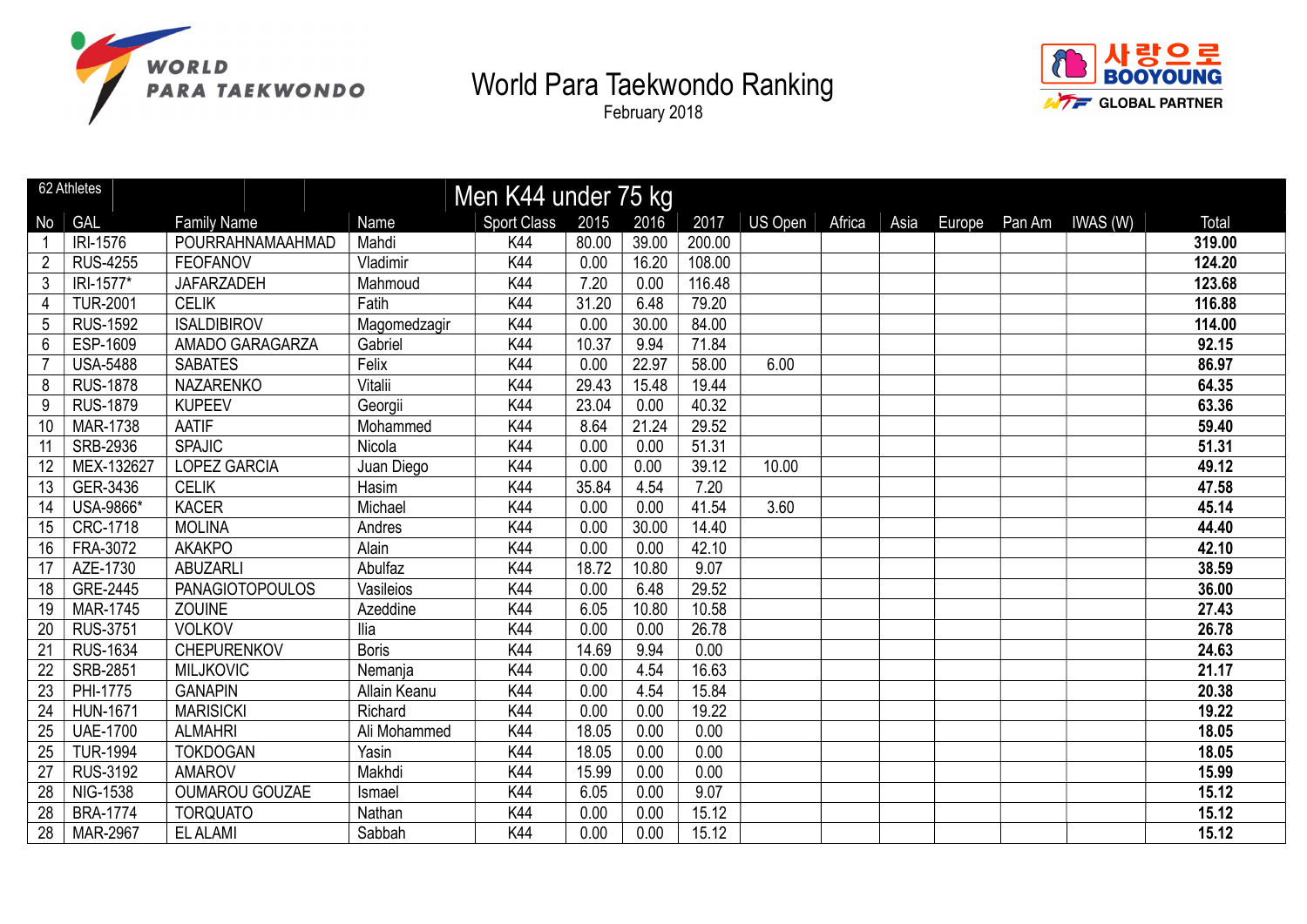# World Para Taekwondo Ranking

February 2018

## Men K44 under 75 kg

62 Athletes

| No | GAL | Family Name | Name | Sport Class | 2015 | 2016 | 2017 | US Open | Africa | Asia | Europe | Pan Am | IWAS (W) | Total |
|---|---|---|---|---|---|---|---|---|---|---|---|---|---|---|
| 1 | IRI-1576 | POURRAHNAMAAHMAD | Mahdi | K44 | 80.00 | 39.00 | 200.00 | | | | | | | **319.00** |
| 2 | RUS-4255 | FEOFANOV | Vladimir | K44 | 0.00 | 16.20 | 108.00 | | | | | | | **124.20** |
| 3 | IRI-1577* | JAFARZADEH | Mahmoud | K44 | 7.20 | 0.00 | 116.48 | | | | | | | **123.68** |
| 4 | TUR-2001 | CELIK | Fatih | K44 | 31.20 | 6.48 | 79.20 | | | | | | | **116.88** |
| 5 | RUS-1592 | ISALDIBIROV | Magomedzagir | K44 | 0.00 | 30.00 | 84.00 | | | | | | | **114.00** |
| 6 | ESP-1609 | AMADO GARAGARZA | Gabriel | K44 | 10.37 | 9.94 | 71.84 | | | | | | | **92.15** |
| 7 | USA-5488 | SABATES | Felix | K44 | 0.00 | 22.97 | 58.00 | 6.00 | | | | | | **86.97** |
| 8 | RUS-1878 | NAZARENKO | Vitalii | K44 | 29.43 | 15.48 | 19.44 | | | | | | | **64.35** |
| 9 | RUS-1879 | KUPEEV | Georgii | K44 | 23.04 | 0.00 | 40.32 | | | | | | | **63.36** |
| 10 | MAR-1738 | AATIF | Mohammed | K44 | 8.64 | 21.24 | 29.52 | | | | | | | **59.40** |
| 11 | SRB-2936 | SPAJIC | Nicola | K44 | 0.00 | 0.00 | 51.31 | | | | | | | **51.31** |
| 12 | MEX-132627 | LOPEZ GARCIA | Juan Diego | K44 | 0.00 | 0.00 | 39.12 | 10.00 | | | | | | **49.12** |
| 13 | GER-3436 | CELIK | Hasim | K44 | 35.84 | 4.54 | 7.20 | | | | | | | **47.58** |
| 14 | USA-9866* | KACER | Michael | K44 | 0.00 | 0.00 | 41.54 | 3.60 | | | | | | **45.14** |
| 15 | CRC-1718 | MOLINA | Andres | K44 | 0.00 | 30.00 | 14.40 | | | | | | | **44.40** |
| 16 | FRA-3072 | AKAKPO | Alain | K44 | 0.00 | 0.00 | 42.10 | | | | | | | **42.10** |
| 17 | AZE-1730 | ABUZARLI | Abulfaz | K44 | 18.72 | 10.80 | 9.07 | | | | | | | **38.59** |
| 18 | GRE-2445 | PANAGIOTOPOULOS | Vasileios | K44 | 0.00 | 6.48 | 29.52 | | | | | | | **36.00** |
| 19 | MAR-1745 | ZOUINE | Azeddine | K44 | 6.05 | 10.80 | 10.58 | | | | | | | **27.43** |
| 20 | RUS-3751 | VOLKOV | Ilia | K44 | 0.00 | 0.00 | 26.78 | | | | | | | **26.78** |
| 21 | RUS-1634 | CHEPURENKOV | Boris | K44 | 14.69 | 9.94 | 0.00 | | | | | | | **24.63** |
| 22 | SRB-2851 | MILJKOVIC | Nemanja | K44 | 0.00 | 4.54 | 16.63 | | | | | | | **21.17** |
| 23 | PHI-1775 | GANAPIN | Allain Keanu | K44 | 0.00 | 4.54 | 15.84 | | | | | | | **20.38** |
| 24 | HUN-1671 | MARISICKI | Richard | K44 | 0.00 | 0.00 | 19.22 | | | | | | | **19.22** |
| 25 | UAE-1700 | ALMAHRI | Ali Mohammed | K44 | 18.05 | 0.00 | 0.00 | | | | | | | **18.05** |
| 25 | TUR-1994 | TOKDOGAN | Yasin | K44 | 18.05 | 0.00 | 0.00 | | | | | | | **18.05** |
| 27 | RUS-3192 | AMAROV | Makhdi | K44 | 15.99 | 0.00 | 0.00 | | | | | | | **15.99** |
| 28 | NIG-1538 | OUMAROU GOUZAE | Ismael | K44 | 6.05 | 0.00 | 9.07 | | | | | | | **15.12** |
| 28 | BRA-1774 | TORQUATO | Nathan | K44 | 0.00 | 0.00 | 15.12 | | | | | | | **15.12** |
| 28 | MAR-2967 | EL ALAMI | Sabbah | K44 | 0.00 | 0.00 | 15.12 | | | | | | | **15.12** |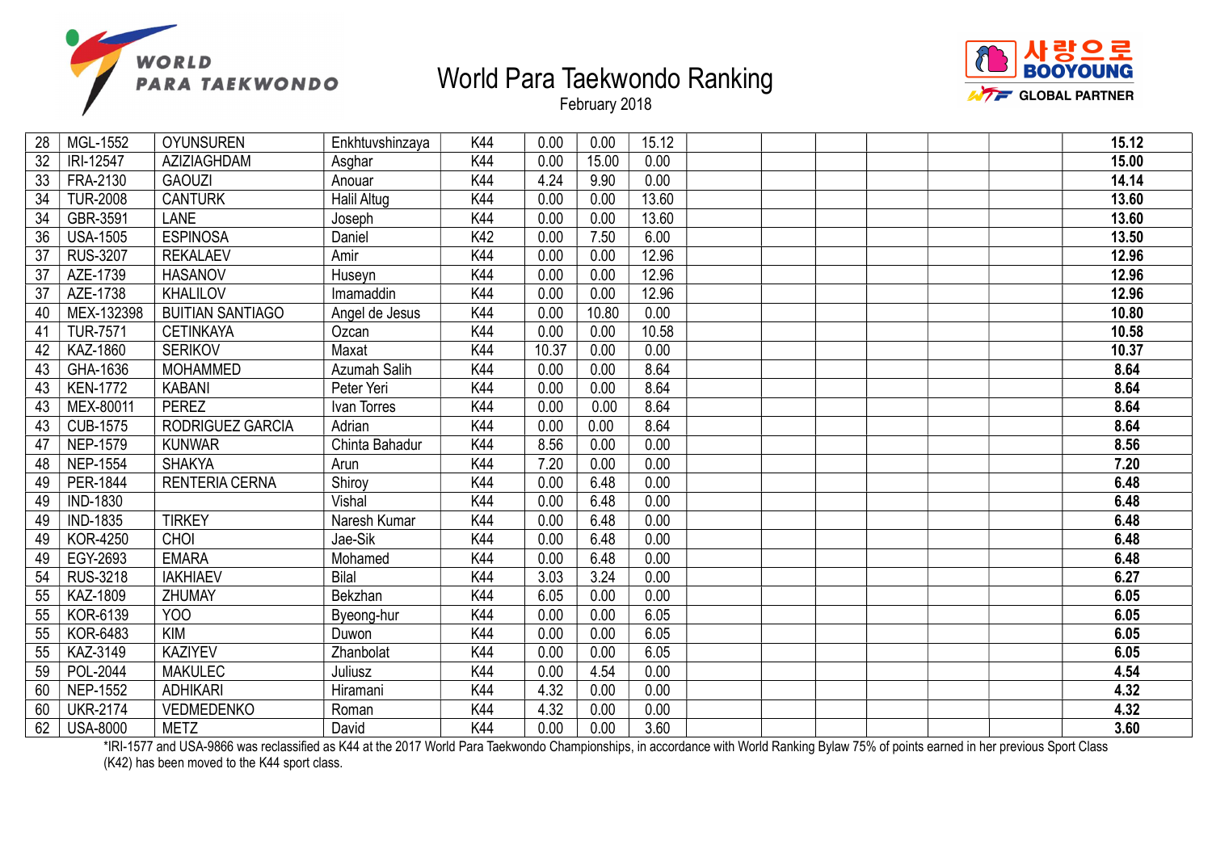# World Para Taekwondo Ranking

February 2018

| | | | | | | | | | | | | | | |
|---|---|---|---|---|---|---|---|---|---|---|---|---|---|---|
| 28 | MGL-1552 | OYUNSUREN | Enkhtuvshinzaya | K44 | 0.00 | 0.00 | 15.12 | | | | | | | **15.12** |
| 32 | IRI-12547 | AZIZIAGHDAM | Asghar | K44 | 0.00 | 15.00 | 0.00 | | | | | | | **15.00** |
| 33 | FRA-2130 | GAOUZI | Anouar | K44 | 4.24 | 9.90 | 0.00 | | | | | | | **14.14** |
| 34 | TUR-2008 | CANTURK | Halil Altug | K44 | 0.00 | 0.00 | 13.60 | | | | | | | **13.60** |
| 34 | GBR-3591 | LANE | Joseph | K44 | 0.00 | 0.00 | 13.60 | | | | | | | **13.60** |
| 36 | USA-1505 | ESPINOSA | Daniel | K42 | 0.00 | 7.50 | 6.00 | | | | | | | **13.50** |
| 37 | RUS-3207 | REKALAEV | Amir | K44 | 0.00 | 0.00 | 12.96 | | | | | | | **12.96** |
| 37 | AZE-1739 | HASANOV | Huseyn | K44 | 0.00 | 0.00 | 12.96 | | | | | | | **12.96** |
| 37 | AZE-1738 | KHALILOV | Imamaddin | K44 | 0.00 | 0.00 | 12.96 | | | | | | | **12.96** |
| 40 | MEX-132398 | BUITIAN SANTIAGO | Angel de Jesus | K44 | 0.00 | 10.80 | 0.00 | | | | | | | **10.80** |
| 41 | TUR-7571 | CETINKAYA | Ozcan | K44 | 0.00 | 0.00 | 10.58 | | | | | | | **10.58** |
| 42 | KAZ-1860 | SERIKOV | Maxat | K44 | 10.37 | 0.00 | 0.00 | | | | | | | **10.37** |
| 43 | GHA-1636 | MOHAMMED | Azumah Salih | K44 | 0.00 | 0.00 | 8.64 | | | | | | | **8.64** |
| 43 | KEN-1772 | KABANI | Peter Yeri | K44 | 0.00 | 0.00 | 8.64 | | | | | | | **8.64** |
| 43 | MEX-80011 | PEREZ | Ivan Torres | K44 | 0.00 | 0.00 | 8.64 | | | | | | | **8.64** |
| 43 | CUB-1575 | RODRIGUEZ GARCIA | Adrian | K44 | 0.00 | 0.00 | 8.64 | | | | | | | **8.64** |
| 47 | NEP-1579 | KUNWAR | Chinta Bahadur | K44 | 8.56 | 0.00 | 0.00 | | | | | | | **8.56** |
| 48 | NEP-1554 | SHAKYA | Arun | K44 | 7.20 | 0.00 | 0.00 | | | | | | | **7.20** |
| 49 | PER-1844 | RENTERIA CERNA | Shiroy | K44 | 0.00 | 6.48 | 0.00 | | | | | | | **6.48** |
| 49 | IND-1830 | | Vishal | K44 | 0.00 | 6.48 | 0.00 | | | | | | | **6.48** |
| 49 | IND-1835 | TIRKEY | Naresh Kumar | K44 | 0.00 | 6.48 | 0.00 | | | | | | | **6.48** |
| 49 | KOR-4250 | CHOI | Jae-Sik | K44 | 0.00 | 6.48 | 0.00 | | | | | | | **6.48** |
| 49 | EGY-2693 | EMARA | Mohamed | K44 | 0.00 | 6.48 | 0.00 | | | | | | | **6.48** |
| 54 | RUS-3218 | IAKHIAEV | Bilal | K44 | 3.03 | 3.24 | 0.00 | | | | | | | **6.27** |
| 55 | KAZ-1809 | ZHUMAY | Bekzhan | K44 | 6.05 | 0.00 | 0.00 | | | | | | | **6.05** |
| 55 | KOR-6139 | YOO | Byeong-hur | K44 | 0.00 | 0.00 | 6.05 | | | | | | | **6.05** |
| 55 | KOR-6483 | KIM | Duwon | K44 | 0.00 | 0.00 | 6.05 | | | | | | | **6.05** |
| 55 | KAZ-3149 | KAZIYEV | Zhanbolat | K44 | 0.00 | 0.00 | 6.05 | | | | | | | **6.05** |
| 59 | POL-2044 | MAKULEC | Juliusz | K44 | 0.00 | 4.54 | 0.00 | | | | | | | **4.54** |
| 60 | NEP-1552 | ADHIKARI | Hiramani | K44 | 4.32 | 0.00 | 0.00 | | | | | | | **4.32** |
| 60 | UKR-2174 | VEDMEDENKO | Roman | K44 | 4.32 | 0.00 | 0.00 | | | | | | | **4.32** |
| 62 | USA-8000 | METZ | David | K44 | 0.00 | 0.00 | 3.60 | | | | | | | **3.60** |

*IRI-1577 and USA-9866 was reclassified as K44 at the 2017 World Para Taekwondo Championships, in accordance with World Ranking Bylaw 75% of points earned in her previous Sport Class (K42) has been moved to the K44 sport class.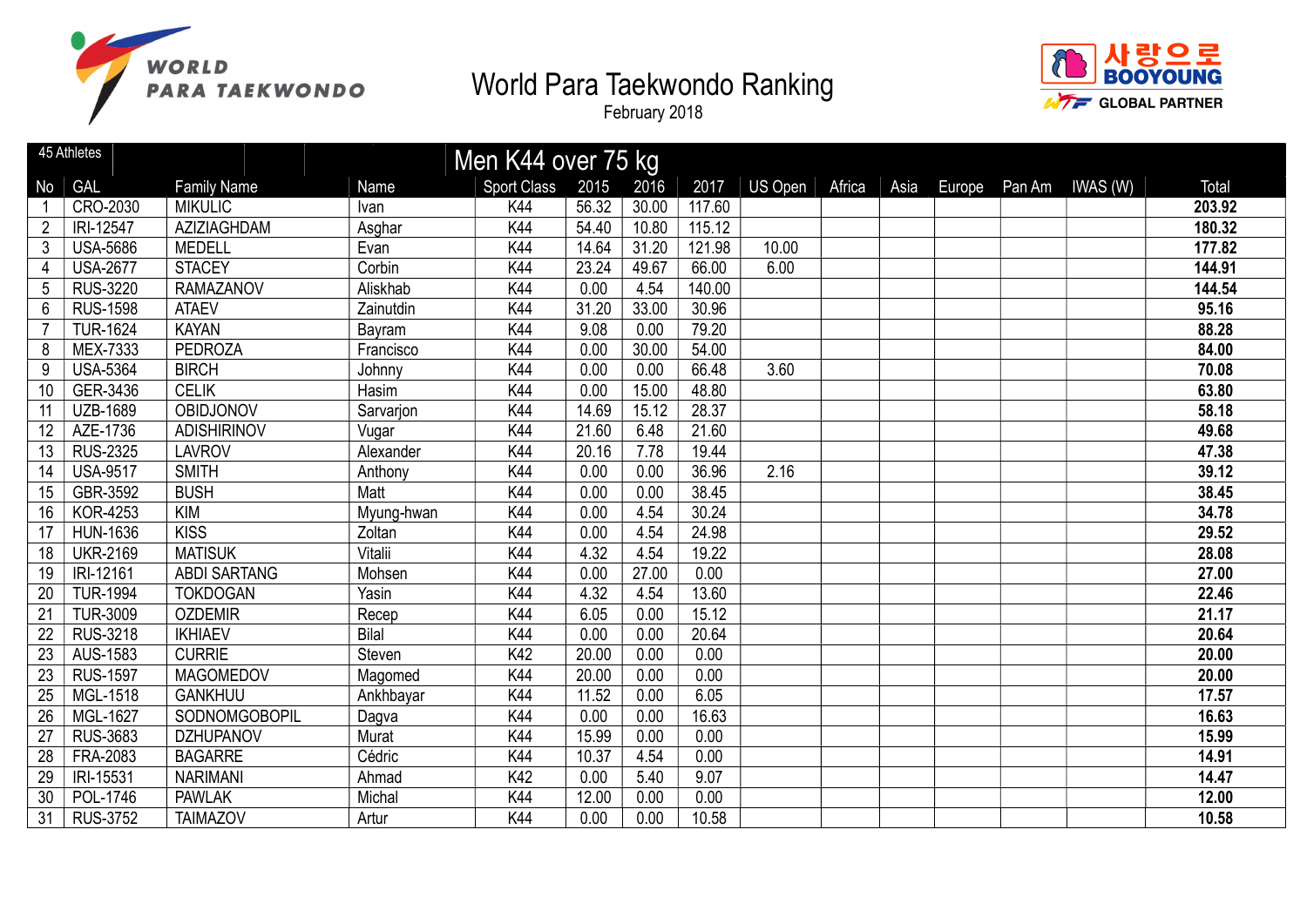# World Para Taekwondo Ranking

February 2018

## Men K44 over 75 kg

45 Athletes

| No | GAL | Family Name | Name | Sport Class | 2015 | 2016 | 2017 | US Open | Africa | Asia | Europe | Pan Am | IWAS (W) | Total |
|---|---|---|---|---|---|---|---|---|---|---|---|---|---|---|
| 1 | CRO-2030 | MIKULIC | Ivan | K44 | 56.32 | 30.00 | 117.60 | | | | | | | **203.92** |
| 2 | IRI-12547 | AZIZIAGHDAM | Asghar | K44 | 54.40 | 10.80 | 115.12 | | | | | | | **180.32** |
| 3 | USA-5686 | MEDELL | Evan | K44 | 14.64 | 31.20 | 121.98 | 10.00 | | | | | | **177.82** |
| 4 | USA-2677 | STACEY | Corbin | K44 | 23.24 | 49.67 | 66.00 | 6.00 | | | | | | **144.91** |
| 5 | RUS-3220 | RAMAZANOV | Aliskhab | K44 | 0.00 | 4.54 | 140.00 | | | | | | | **144.54** |
| 6 | RUS-1598 | ATAEV | Zainutdin | K44 | 31.20 | 33.00 | 30.96 | | | | | | | **95.16** |
| 7 | TUR-1624 | KAYAN | Bayram | K44 | 9.08 | 0.00 | 79.20 | | | | | | | **88.28** |
| 8 | MEX-7333 | PEDROZA | Francisco | K44 | 0.00 | 30.00 | 54.00 | | | | | | | **84.00** |
| 9 | USA-5364 | BIRCH | Johnny | K44 | 0.00 | 0.00 | 66.48 | 3.60 | | | | | | **70.08** |
| 10 | GER-3436 | CELIK | Hasim | K44 | 0.00 | 15.00 | 48.80 | | | | | | | **63.80** |
| 11 | UZB-1689 | OBIDJONOV | Sarvarjon | K44 | 14.69 | 15.12 | 28.37 | | | | | | | **58.18** |
| 12 | AZE-1736 | ADISHIRINOV | Vugar | K44 | 21.60 | 6.48 | 21.60 | | | | | | | **49.68** |
| 13 | RUS-2325 | LAVROV | Alexander | K44 | 20.16 | 7.78 | 19.44 | | | | | | | **47.38** |
| 14 | USA-9517 | SMITH | Anthony | K44 | 0.00 | 0.00 | 36.96 | 2.16 | | | | | | **39.12** |
| 15 | GBR-3592 | BUSH | Matt | K44 | 0.00 | 0.00 | 38.45 | | | | | | | **38.45** |
| 16 | KOR-4253 | KIM | Myung-hwan | K44 | 0.00 | 4.54 | 30.24 | | | | | | | **34.78** |
| 17 | HUN-1636 | KISS | Zoltan | K44 | 0.00 | 4.54 | 24.98 | | | | | | | **29.52** |
| 18 | UKR-2169 | MATISUK | Vitalii | K44 | 4.32 | 4.54 | 19.22 | | | | | | | **28.08** |
| 19 | IRI-12161 | ABDI SARTANG | Mohsen | K44 | 0.00 | 27.00 | 0.00 | | | | | | | **27.00** |
| 20 | TUR-1994 | TOKDOGAN | Yasin | K44 | 4.32 | 4.54 | 13.60 | | | | | | | **22.46** |
| 21 | TUR-3009 | OZDEMIR | Recep | K44 | 6.05 | 0.00 | 15.12 | | | | | | | **21.17** |
| 22 | RUS-3218 | IKHIAEV | Bilal | K44 | 0.00 | 0.00 | 20.64 | | | | | | | **20.64** |
| 23 | AUS-1583 | CURRIE | Steven | K42 | 20.00 | 0.00 | 0.00 | | | | | | | **20.00** |
| 23 | RUS-1597 | MAGOMEDOV | Magomed | K44 | 20.00 | 0.00 | 0.00 | | | | | | | **20.00** |
| 25 | MGL-1518 | GANKHUU | Ankhbayar | K44 | 11.52 | 0.00 | 6.05 | | | | | | | **17.57** |
| 26 | MGL-1627 | SODNOMGOBOPIL | Dagva | K44 | 0.00 | 0.00 | 16.63 | | | | | | | **16.63** |
| 27 | RUS-3683 | DZHUPANOV | Murat | K44 | 15.99 | 0.00 | 0.00 | | | | | | | **15.99** |
| 28 | FRA-2083 | BAGARRE | Cédric | K44 | 10.37 | 4.54 | 0.00 | | | | | | | **14.91** |
| 29 | IRI-15531 | NARIMANI | Ahmad | K42 | 0.00 | 5.40 | 9.07 | | | | | | | **14.47** |
| 30 | POL-1746 | PAWLAK | Michal | K44 | 12.00 | 0.00 | 0.00 | | | | | | | **12.00** |
| 31 | RUS-3752 | TAIMAZOV | Artur | K44 | 0.00 | 0.00 | 10.58 | | | | | | | **10.58** |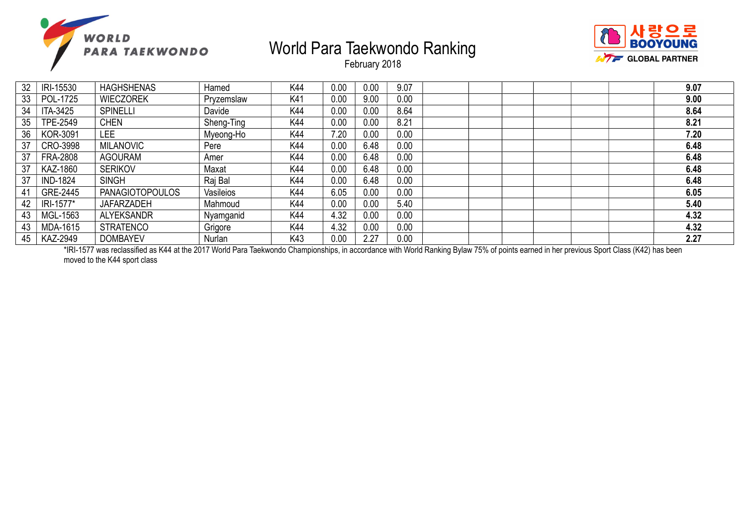# World Para Taekwondo Ranking

February 2018

| | | | | | | | | | | | | | | |
|---|---|---|---|---|---|---|---|---|---|---|---|---|---|---|
| 32 | IRI-15530 | HAGHSHENAS | Hamed | K44 | 0.00 | 0.00 | 9.07 | | | | | | | **9.07** |
| 33 | POL-1725 | WIECZOREK | Pryzemslaw | K41 | 0.00 | 9.00 | 0.00 | | | | | | | **9.00** |
| 34 | ITA-3425 | SPINELLI | Davide | K44 | 0.00 | 0.00 | 8.64 | | | | | | | **8.64** |
| 35 | TPE-2549 | CHEN | Sheng-Ting | K44 | 0.00 | 0.00 | 8.21 | | | | | | | **8.21** |
| 36 | KOR-3091 | LEE | Myeong-Ho | K44 | 7.20 | 0.00 | 0.00 | | | | | | | **7.20** |
| 37 | CRO-3998 | MILANOVIC | Pere | K44 | 0.00 | 6.48 | 0.00 | | | | | | | **6.48** |
| 37 | FRA-2808 | AGOURAM | Amer | K44 | 0.00 | 6.48 | 0.00 | | | | | | | **6.48** |
| 37 | KAZ-1860 | SERIKOV | Maxat | K44 | 0.00 | 6.48 | 0.00 | | | | | | | **6.48** |
| 37 | IND-1824 | SINGH | Raj Bal | K44 | 0.00 | 6.48 | 0.00 | | | | | | | **6.48** |
| 41 | GRE-2445 | PANAGIOTOPOULOS | Vasileios | K44 | 6.05 | 0.00 | 0.00 | | | | | | | **6.05** |
| 42 | IRI-1577* | JAFARZADEH | Mahmoud | K44 | 0.00 | 0.00 | 5.40 | | | | | | | **5.40** |
| 43 | MGL-1563 | ALYEKSANDR | Nyamganid | K44 | 4.32 | 0.00 | 0.00 | | | | | | | **4.32** |
| 43 | MDA-1615 | STRATENCO | Grigore | K44 | 4.32 | 0.00 | 0.00 | | | | | | | **4.32** |
| 45 | KAZ-2949 | DOMBAYEV | Nurlan | K43 | 0.00 | 2.27 | 0.00 | | | | | | | **2.27** |

*IRI-1577 was reclassified as K44 at the 2017 World Para Taekwondo Championships, in accordance with World Ranking Bylaw 75% of points earned in her previous Sport Class (K42) has been moved to the K44 sport class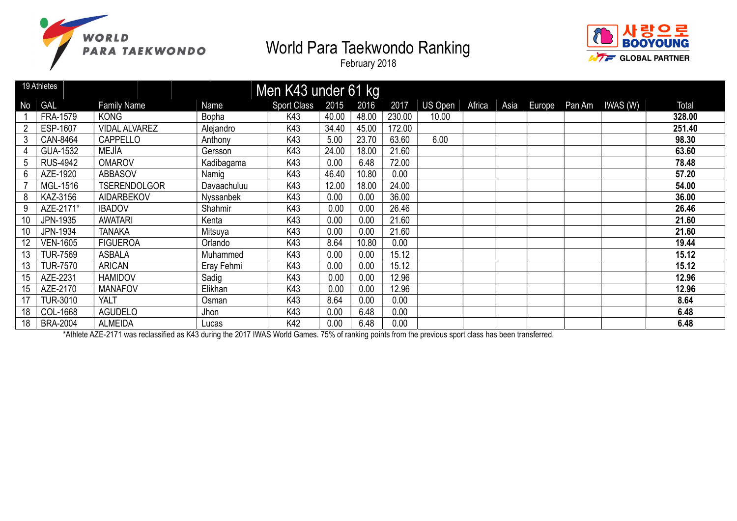# World Para Taekwondo Ranking

February 2018

## Men K43 under 61 kg

19 Athletes

| No | GAL | Family Name | Name | Sport Class | 2015 | 2016 | 2017 | US Open | Africa | Asia | Europe | Pan Am | IWAS (W) | Total |
|---|---|---|---|---|---|---|---|---|---|---|---|---|---|---|
| 1 | FRA-1579 | KONG | Bopha | K43 | 40.00 | 48.00 | 230.00 | 10.00 | | | | | | **328.00** |
| 2 | ESP-1607 | VIDAL ALVAREZ | Alejandro | K43 | 34.40 | 45.00 | 172.00 | | | | | | | **251.40** |
| 3 | CAN-8464 | CAPPELLO | Anthony | K43 | 5.00 | 23.70 | 63.60 | 6.00 | | | | | | **98.30** |
| 4 | GUA-1532 | MEJÍA | Gersson | K43 | 24.00 | 18.00 | 21.60 | | | | | | | **63.60** |
| 5 | RUS-4942 | OMAROV | Kadibagama | K43 | 0.00 | 6.48 | 72.00 | | | | | | | **78.48** |
| 6 | AZE-1920 | ABBASOV | Namig | K43 | 46.40 | 10.80 | 0.00 | | | | | | | **57.20** |
| 7 | MGL-1516 | TSERENDOLGOR | Davaachuluu | K43 | 12.00 | 18.00 | 24.00 | | | | | | | **54.00** |
| 8 | KAZ-3156 | AIDARBEKOV | Nyssanbek | K43 | 0.00 | 0.00 | 36.00 | | | | | | | **36.00** |
| 9 | AZE-2171* | IBADOV | Shahmir | K43 | 0.00 | 0.00 | 26.46 | | | | | | | **26.46** |
| 10 | JPN-1935 | AWATARI | Kenta | K43 | 0.00 | 0.00 | 21.60 | | | | | | | **21.60** |
| 10 | JPN-1934 | TANAKA | Mitsuya | K43 | 0.00 | 0.00 | 21.60 | | | | | | | **21.60** |
| 12 | VEN-1605 | FIGUEROA | Orlando | K43 | 8.64 | 10.80 | 0.00 | | | | | | | **19.44** |
| 13 | TUR-7569 | ASBALA | Muhammed | K43 | 0.00 | 0.00 | 15.12 | | | | | | | **15.12** |
| 13 | TUR-7570 | ARICAN | Eray Fehmi | K43 | 0.00 | 0.00 | 15.12 | | | | | | | **15.12** |
| 15 | AZE-2231 | HAMIDOV | Sadig | K43 | 0.00 | 0.00 | 12.96 | | | | | | | **12.96** |
| 15 | AZE-2170 | MANAFOV | Elikhan | K43 | 0.00 | 0.00 | 12.96 | | | | | | | **12.96** |
| 17 | TUR-3010 | YALT | Osman | K43 | 8.64 | 0.00 | 0.00 | | | | | | | **8.64** |
| 18 | COL-1668 | AGUDELO | Jhon | K43 | 0.00 | 6.48 | 0.00 | | | | | | | **6.48** |
| 18 | BRA-2004 | ALMEIDA | Lucas | K42 | 0.00 | 6.48 | 0.00 | | | | | | | **6.48** |

*Athlete AZE-2171 was reclassified as K43 during the 2017 IWAS World Games. 75% of ranking points from the previous sport class has been transferred.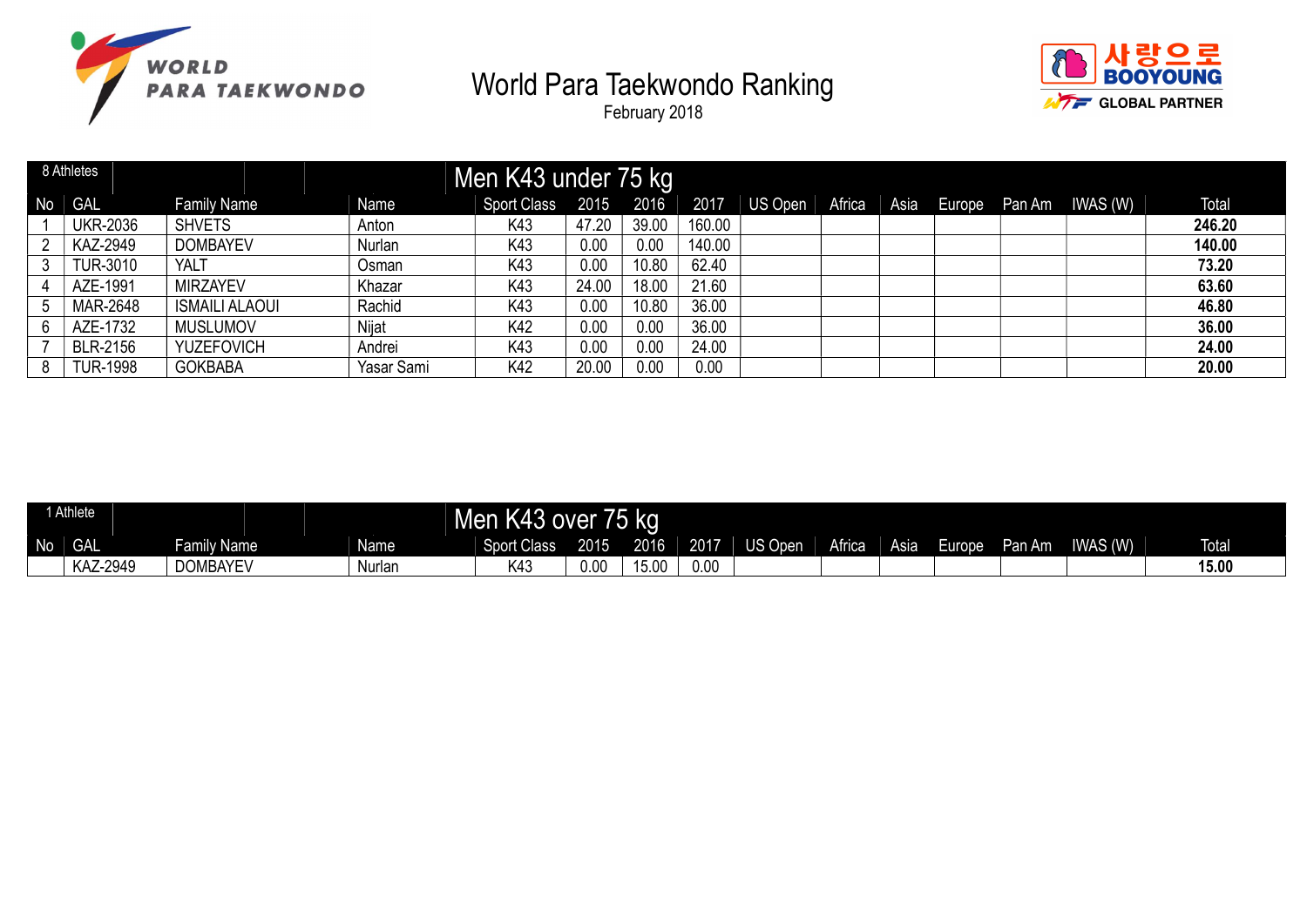# World Para Taekwondo Ranking

February 2018

## Men K43 under 75 kg

8 Athletes

| No | GAL | Family Name | Name | Sport Class | 2015 | 2016 | 2017 | US Open | Africa | Asia | Europe | Pan Am | IWAS (W) | Total |
|---|---|---|---|---|---|---|---|---|---|---|---|---|---|---|
| 1 | UKR-2036 | SHVETS | Anton | K43 | 47.20 | 39.00 | 160.00 | | | | | | | **246.20** |
| 2 | KAZ-2949 | DOMBAYEV | Nurlan | K43 | 0.00 | 0.00 | 140.00 | | | | | | | **140.00** |
| 3 | TUR-3010 | YALT | Osman | K43 | 0.00 | 10.80 | 62.40 | | | | | | | **73.20** |
| 4 | AZE-1991 | MIRZAYEV | Khazar | K43 | 24.00 | 18.00 | 21.60 | | | | | | | **63.60** |
| 5 | MAR-2648 | ISMAILI ALAOUI | Rachid | K43 | 0.00 | 10.80 | 36.00 | | | | | | | **46.80** |
| 6 | AZE-1732 | MUSLUMOV | Nijat | K42 | 0.00 | 0.00 | 36.00 | | | | | | | **36.00** |
| 7 | BLR-2156 | YUZEFOVICH | Andrei | K43 | 0.00 | 0.00 | 24.00 | | | | | | | **24.00** |
| 8 | TUR-1998 | GOKBABA | Yasar Sami | K42 | 20.00 | 0.00 | 0.00 | | | | | | | **20.00** |

## Men K43 over 75 kg

1 Athlete

| No | GAL | Family Name | Name | Sport Class | 2015 | 2016 | 2017 | US Open | Africa | Asia | Europe | Pan Am | IWAS (W) | Total |
|---|---|---|---|---|---|---|---|---|---|---|---|---|---|---|
| | KAZ-2949 | DOMBAYEV | Nurlan | K43 | 0.00 | 15.00 | 0.00 | | | | | | | **15.00** |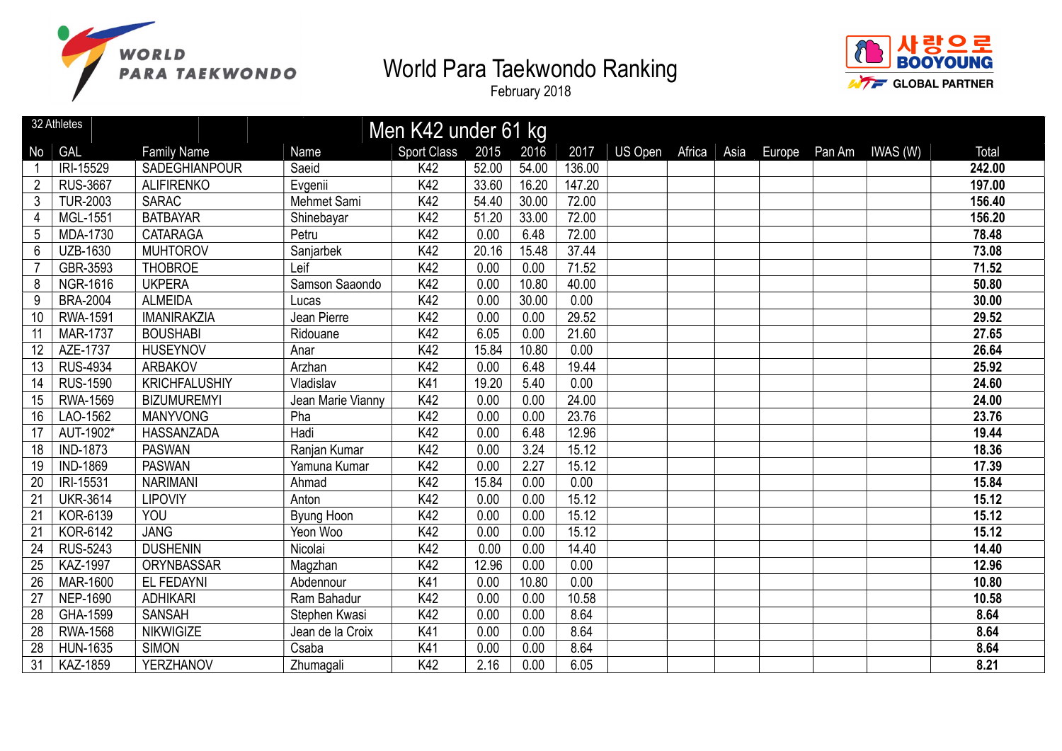# World Para Taekwondo Ranking

February 2018

| 32 Athletes | | Men K42 under 61 kg | | | | | | | | | | | | | |
|---|---|---|---|---|---|---|---|---|---|---|---|---|---|---|---|
| No | GAL | Family Name | Name | Sport Class | 2015 | 2016 | 2017 | US Open | Africa | Asia | Europe | Pan Am | IWAS (W) | Total |
| 1 | IRI-15529 | SADEGHIANPOUR | Saeid | K42 | 52.00 | 54.00 | 136.00 | | | | | | | **242.00** |
| 2 | RUS-3667 | ALIFIRENKO | Evgenii | K42 | 33.60 | 16.20 | 147.20 | | | | | | | **197.00** |
| 3 | TUR-2003 | SARAC | Mehmet Sami | K42 | 54.40 | 30.00 | 72.00 | | | | | | | **156.40** |
| 4 | MGL-1551 | BATBAYAR | Shinebayar | K42 | 51.20 | 33.00 | 72.00 | | | | | | | **156.20** |
| 5 | MDA-1730 | CATARAGA | Petru | K42 | 0.00 | 6.48 | 72.00 | | | | | | | **78.48** |
| 6 | UZB-1630 | MUHTOROV | Sanjarbek | K42 | 20.16 | 15.48 | 37.44 | | | | | | | **73.08** |
| 7 | GBR-3593 | THOBROE | Leif | K42 | 0.00 | 0.00 | 71.52 | | | | | | | **71.52** |
| 8 | NGR-1616 | UKPERA | Samson Saaondo | K42 | 0.00 | 10.80 | 40.00 | | | | | | | **50.80** |
| 9 | BRA-2004 | ALMEIDA | Lucas | K42 | 0.00 | 30.00 | 0.00 | | | | | | | **30.00** |
| 10 | RWA-1591 | IMANIRAKZIA | Jean Pierre | K42 | 0.00 | 0.00 | 29.52 | | | | | | | **29.52** |
| 11 | MAR-1737 | BOUSHABI | Ridouane | K42 | 6.05 | 0.00 | 21.60 | | | | | | | **27.65** |
| 12 | AZE-1737 | HUSEYNOV | Anar | K42 | 15.84 | 10.80 | 0.00 | | | | | | | **26.64** |
| 13 | RUS-4934 | ARBAKOV | Arzhan | K42 | 0.00 | 6.48 | 19.44 | | | | | | | **25.92** |
| 14 | RUS-1590 | KRICHFALUSHIY | Vladislav | K41 | 19.20 | 5.40 | 0.00 | | | | | | | **24.60** |
| 15 | RWA-1569 | BIZUMUREMYI | Jean Marie Vianny | K42 | 0.00 | 0.00 | 24.00 | | | | | | | **24.00** |
| 16 | LAO-1562 | MANYVONG | Pha | K42 | 0.00 | 0.00 | 23.76 | | | | | | | **23.76** |
| 17 | AUT-1902* | HASSANZADA | Hadi | K42 | 0.00 | 6.48 | 12.96 | | | | | | | **19.44** |
| 18 | IND-1873 | PASWAN | Ranjan Kumar | K42 | 0.00 | 3.24 | 15.12 | | | | | | | **18.36** |
| 19 | IND-1869 | PASWAN | Yamuna Kumar | K42 | 0.00 | 2.27 | 15.12 | | | | | | | **17.39** |
| 20 | IRI-15531 | NARIMANI | Ahmad | K42 | 15.84 | 0.00 | 0.00 | | | | | | | **15.84** |
| 21 | UKR-3614 | LIPOVIY | Anton | K42 | 0.00 | 0.00 | 15.12 | | | | | | | **15.12** |
| 21 | KOR-6139 | YOU | Byung Hoon | K42 | 0.00 | 0.00 | 15.12 | | | | | | | **15.12** |
| 21 | KOR-6142 | JANG | Yeon Woo | K42 | 0.00 | 0.00 | 15.12 | | | | | | | **15.12** |
| 24 | RUS-5243 | DUSHENIN | Nicolai | K42 | 0.00 | 0.00 | 14.40 | | | | | | | **14.40** |
| 25 | KAZ-1997 | ORYNBASSAR | Magzhan | K42 | 12.96 | 0.00 | 0.00 | | | | | | | **12.96** |
| 26 | MAR-1600 | EL FEDAYNI | Abdennour | K41 | 0.00 | 10.80 | 0.00 | | | | | | | **10.80** |
| 27 | NEP-1690 | ADHIKARI | Ram Bahadur | K42 | 0.00 | 0.00 | 10.58 | | | | | | | **10.58** |
| 28 | GHA-1599 | SANSAH | Stephen Kwasi | K42 | 0.00 | 0.00 | 8.64 | | | | | | | **8.64** |
| 28 | RWA-1568 | NIKWIGIZE | Jean de la Croix | K41 | 0.00 | 0.00 | 8.64 | | | | | | | **8.64** |
| 28 | HUN-1635 | SIMON | Csaba | K41 | 0.00 | 0.00 | 8.64 | | | | | | | **8.64** |
| 31 | KAZ-1859 | YERZHANOV | Zhumagali | K42 | 2.16 | 0.00 | 6.05 | | | | | | | **8.21** |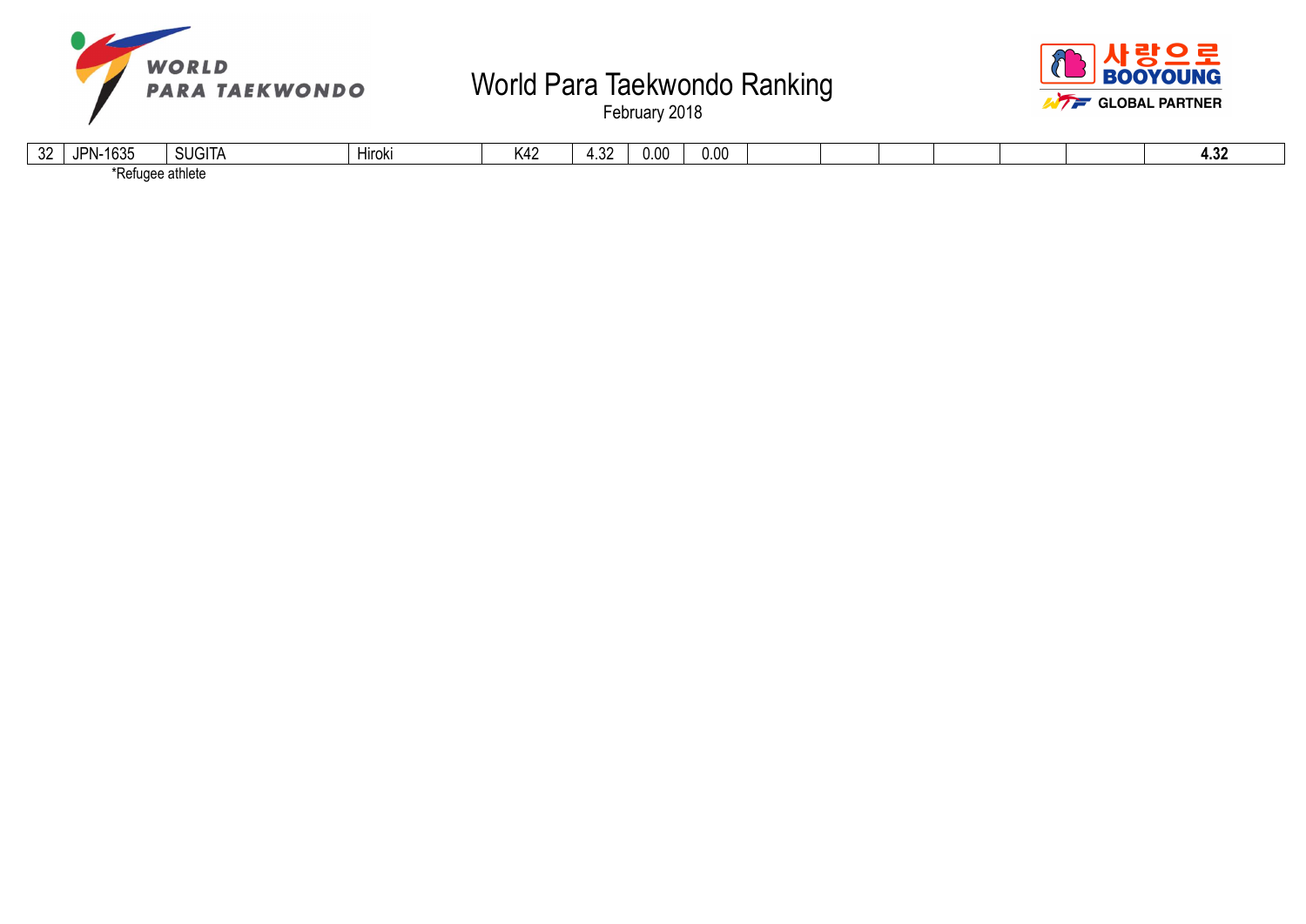| | | | | | | | | | | | | | | |
|---|---|---|---|---|---|---|---|---|---|---|---|---|---|---|
| 32 | JPN-1635 | SUGITA | Hiroki | K42 | 4.32 | 0.00 | 0.00 | | | | | | | **4.32** |

*Refugee athlete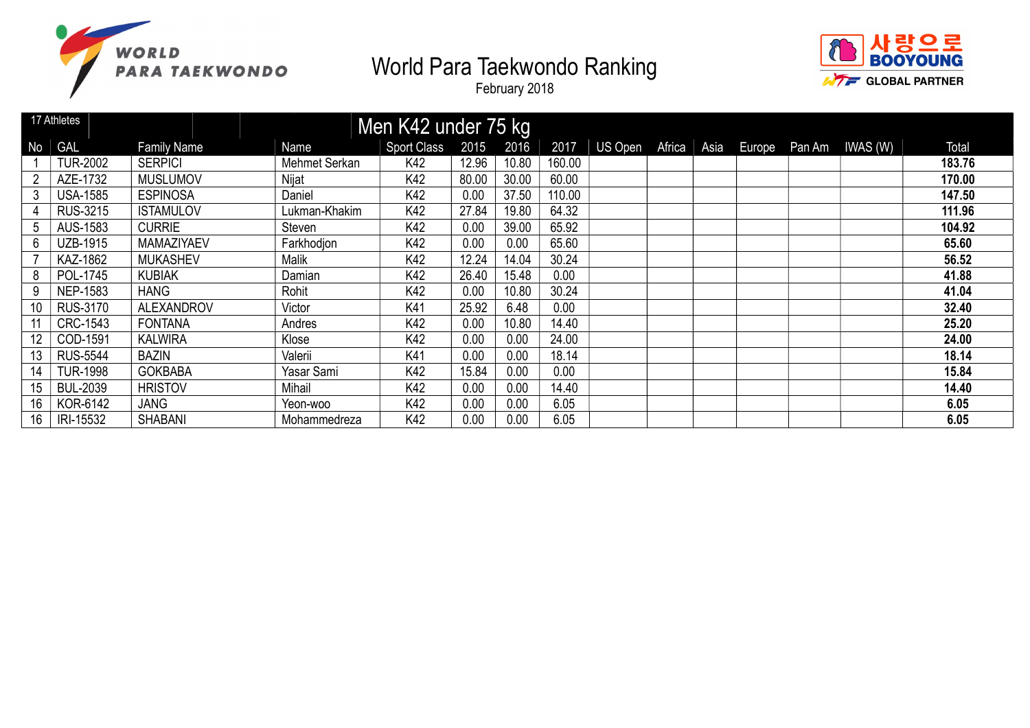# World Para Taekwondo Ranking

February 2018

## Men K42 under 75 kg

17 Athletes

| No | GAL | Family Name | Name | Sport Class | 2015 | 2016 | 2017 | US Open | Africa | Asia | Europe | Pan Am | IWAS (W) | Total |
|---|---|---|---|---|---|---|---|---|---|---|---|---|---|---|
| 1 | TUR-2002 | SERPICI | Mehmet Serkan | K42 | 12.96 | 10.80 | 160.00 | | | | | | | **183.76** |
| 2 | AZE-1732 | MUSLUMOV | Nijat | K42 | 80.00 | 30.00 | 60.00 | | | | | | | **170.00** |
| 3 | USA-1585 | ESPINOSA | Daniel | K42 | 0.00 | 37.50 | 110.00 | | | | | | | **147.50** |
| 4 | RUS-3215 | ISTAMULOV | Lukman-Khakim | K42 | 27.84 | 19.80 | 64.32 | | | | | | | **111.96** |
| 5 | AUS-1583 | CURRIE | Steven | K42 | 0.00 | 39.00 | 65.92 | | | | | | | **104.92** |
| 6 | UZB-1915 | MAMAZIYAEV | Farkhodjon | K42 | 0.00 | 0.00 | 65.60 | | | | | | | **65.60** |
| 7 | KAZ-1862 | MUKASHEV | Malik | K42 | 12.24 | 14.04 | 30.24 | | | | | | | **56.52** |
| 8 | POL-1745 | KUBIAK | Damian | K42 | 26.40 | 15.48 | 0.00 | | | | | | | **41.88** |
| 9 | NEP-1583 | HANG | Rohit | K42 | 0.00 | 10.80 | 30.24 | | | | | | | **41.04** |
| 10 | RUS-3170 | ALEXANDROV | Victor | K41 | 25.92 | 6.48 | 0.00 | | | | | | | **32.40** |
| 11 | CRC-1543 | FONTANA | Andres | K42 | 0.00 | 10.80 | 14.40 | | | | | | | **25.20** |
| 12 | COD-1591 | KALWIRA | Klose | K42 | 0.00 | 0.00 | 24.00 | | | | | | | **24.00** |
| 13 | RUS-5544 | BAZIN | Valerii | K41 | 0.00 | 0.00 | 18.14 | | | | | | | **18.14** |
| 14 | TUR-1998 | GOKBABA | Yasar Sami | K42 | 15.84 | 0.00 | 0.00 | | | | | | | **15.84** |
| 15 | BUL-2039 | HRISTOV | Mihail | K42 | 0.00 | 0.00 | 14.40 | | | | | | | **14.40** |
| 16 | KOR-6142 | JANG | Yeon-woo | K42 | 0.00 | 0.00 | 6.05 | | | | | | | **6.05** |
| 16 | IRI-15532 | SHABANI | Mohammedreza | K42 | 0.00 | 0.00 | 6.05 | | | | | | | **6.05** |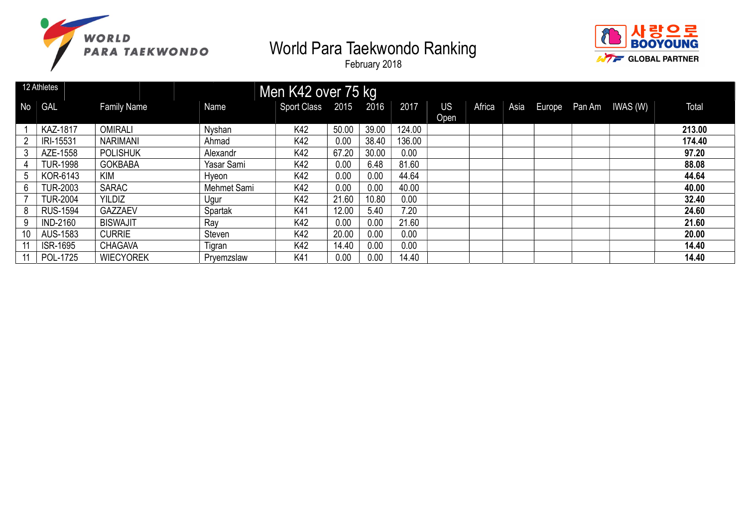# World Para Taekwondo Ranking

February 2018

## Men K42 over 75 kg

12 Athletes

| No | GAL | Family Name | Name | Sport Class | 2015 | 2016 | 2017 | US Open | Africa | Asia | Europe | Pan Am | IWAS (W) | Total |
|---|---|---|---|---|---|---|---|---|---|---|---|---|---|---|
| 1 | KAZ-1817 | OMIRALI | Nyshan | K42 | 50.00 | 39.00 | 124.00 | | | | | | | **213.00** |
| 2 | IRI-15531 | NARIMANI | Ahmad | K42 | 0.00 | 38.40 | 136.00 | | | | | | | **174.40** |
| 3 | AZE-1558 | POLISHUK | Alexandr | K42 | 67.20 | 30.00 | 0.00 | | | | | | | **97.20** |
| 4 | TUR-1998 | GOKBABA | Yasar Sami | K42 | 0.00 | 6.48 | 81.60 | | | | | | | **88.08** |
| 5 | KOR-6143 | KIM | Hyeon | K42 | 0.00 | 0.00 | 44.64 | | | | | | | **44.64** |
| 6 | TUR-2003 | SARAC | Mehmet Sami | K42 | 0.00 | 0.00 | 40.00 | | | | | | | **40.00** |
| 7 | TUR-2004 | YILDIZ | Ugur | K42 | 21.60 | 10.80 | 0.00 | | | | | | | **32.40** |
| 8 | RUS-1594 | GAZZAEV | Spartak | K41 | 12.00 | 5.40 | 7.20 | | | | | | | **24.60** |
| 9 | IND-2160 | BISWAJIT | Ray | K42 | 0.00 | 0.00 | 21.60 | | | | | | | **21.60** |
| 10 | AUS-1583 | CURRIE | Steven | K42 | 20.00 | 0.00 | 0.00 | | | | | | | **20.00** |
| 11 | ISR-1695 | CHAGAVA | Tigran | K42 | 14.40 | 0.00 | 0.00 | | | | | | | **14.40** |
| 11 | POL-1725 | WIECYOREK | Pryemzslaw | K41 | 0.00 | 0.00 | 14.40 | | | | | | | **14.40** |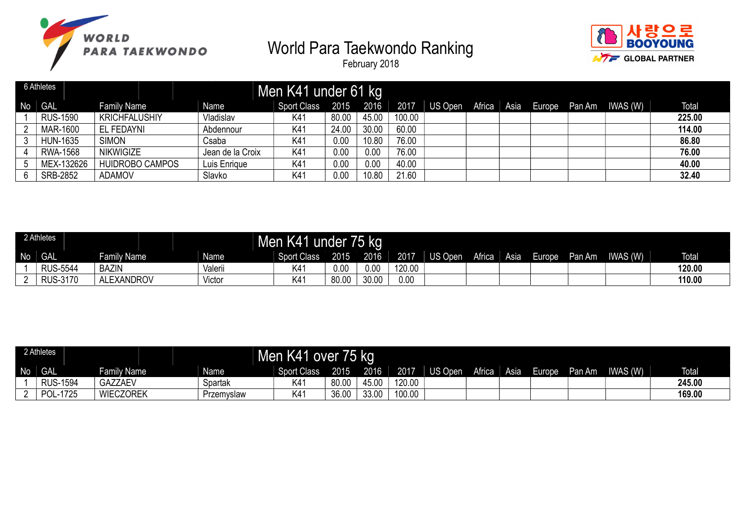# World Para Taekwondo Ranking

February 2018

## Men K41 under 61 kg

6 Athletes

| No | GAL | Family Name | Name | Sport Class | 2015 | 2016 | 2017 | US Open | Africa | Asia | Europe | Pan Am | IWAS (W) | Total |
|---|---|---|---|---|---|---|---|---|---|---|---|---|---|---|
| 1 | RUS-1590 | KRICHFALUSHIY | Vladislav | K41 | 80.00 | 45.00 | 100.00 | | | | | | | **225.00** |
| 2 | MAR-1600 | EL FEDAYNI | Abdennour | K41 | 24.00 | 30.00 | 60.00 | | | | | | | **114.00** |
| 3 | HUN-1635 | SIMON | Csaba | K41 | 0.00 | 10.80 | 76.00 | | | | | | | **86.80** |
| 4 | RWA-1568 | NIKWIGIZE | Jean de la Croix | K41 | 0.00 | 0.00 | 76.00 | | | | | | | **76.00** |
| 5 | MEX-132626 | HUIDROBO CAMPOS | Luis Enrique | K41 | 0.00 | 0.00 | 40.00 | | | | | | | **40.00** |
| 6 | SRB-2852 | ADAMOV | Slavko | K41 | 0.00 | 10.80 | 21.60 | | | | | | | **32.40** |

## Men K41 under 75 kg

2 Athletes

| No | GAL | Family Name | Name | Sport Class | 2015 | 2016 | 2017 | US Open | Africa | Asia | Europe | Pan Am | IWAS (W) | Total |
|---|---|---|---|---|---|---|---|---|---|---|---|---|---|---|
| 1 | RUS-5544 | BAZIN | Valerii | K41 | 0.00 | 0.00 | 120.00 | | | | | | | **120.00** |
| 2 | RUS-3170 | ALEXANDROV | Victor | K41 | 80.00 | 30.00 | 0.00 | | | | | | | **110.00** |

## Men K41 over 75 kg

2 Athletes

| No | GAL | Family Name | Name | Sport Class | 2015 | 2016 | 2017 | US Open | Africa | Asia | Europe | Pan Am | IWAS (W) | Total |
|---|---|---|---|---|---|---|---|---|---|---|---|---|---|---|
| 1 | RUS-1594 | GAZZAEV | Spartak | K41 | 80.00 | 45.00 | 120.00 | | | | | | | **245.00** |
| 2 | POL-1725 | WIECZOREK | Przemyslaw | K41 | 36.00 | 33.00 | 100.00 | | | | | | | **169.00** |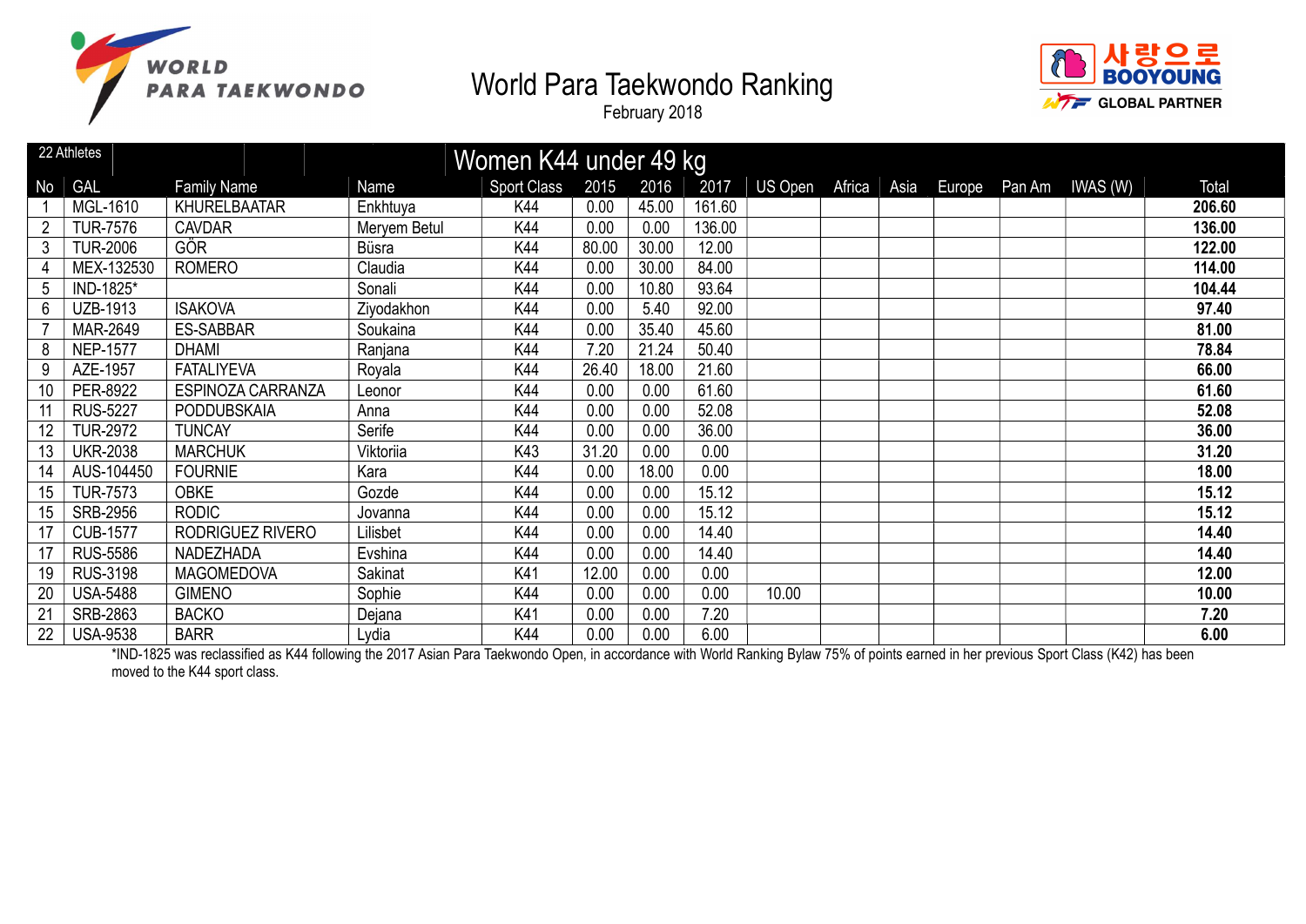# World Para Taekwondo Ranking

February 2018

## Women K44 under 49 kg

22 Athletes

| No | GAL | Family Name | Name | Sport Class | 2015 | 2016 | 2017 | US Open | Africa | Asia | Europe | Pan Am | IWAS (W) | Total |
|---|---|---|---|---|---|---|---|---|---|---|---|---|---|---|
| 1 | MGL-1610 | KHURELBAATAR | Enkhtuya | K44 | 0.00 | 45.00 | 161.60 | | | | | | | **206.60** |
| 2 | TUR-7576 | CAVDAR | Meryem Betul | K44 | 0.00 | 0.00 | 136.00 | | | | | | | **136.00** |
| 3 | TUR-2006 | GÖR | Büsra | K44 | 80.00 | 30.00 | 12.00 | | | | | | | **122.00** |
| 4 | MEX-132530 | ROMERO | Claudia | K44 | 0.00 | 30.00 | 84.00 | | | | | | | **114.00** |
| 5 | IND-1825* | | Sonali | K44 | 0.00 | 10.80 | 93.64 | | | | | | | **104.44** |
| 6 | UZB-1913 | ISAKOVA | Ziyodakhon | K44 | 0.00 | 5.40 | 92.00 | | | | | | | **97.40** |
| 7 | MAR-2649 | ES-SABBAR | Soukaina | K44 | 0.00 | 35.40 | 45.60 | | | | | | | **81.00** |
| 8 | NEP-1577 | DHAMI | Ranjana | K44 | 7.20 | 21.24 | 50.40 | | | | | | | **78.84** |
| 9 | AZE-1957 | FATALIYEVA | Royala | K44 | 26.40 | 18.00 | 21.60 | | | | | | | **66.00** |
| 10 | PER-8922 | ESPINOZA CARRANZA | Leonor | K44 | 0.00 | 0.00 | 61.60 | | | | | | | **61.60** |
| 11 | RUS-5227 | PODDUBSKAIA | Anna | K44 | 0.00 | 0.00 | 52.08 | | | | | | | **52.08** |
| 12 | TUR-2972 | TUNCAY | Serife | K44 | 0.00 | 0.00 | 36.00 | | | | | | | **36.00** |
| 13 | UKR-2038 | MARCHUK | Viktoriia | K43 | 31.20 | 0.00 | 0.00 | | | | | | | **31.20** |
| 14 | AUS-104450 | FOURNIE | Kara | K44 | 0.00 | 18.00 | 0.00 | | | | | | | **18.00** |
| 15 | TUR-7573 | OBKE | Gozde | K44 | 0.00 | 0.00 | 15.12 | | | | | | | **15.12** |
| 15 | SRB-2956 | RODIC | Jovanna | K44 | 0.00 | 0.00 | 15.12 | | | | | | | **15.12** |
| 17 | CUB-1577 | RODRIGUEZ RIVERO | Lilisbet | K44 | 0.00 | 0.00 | 14.40 | | | | | | | **14.40** |
| 17 | RUS-5586 | NADEZHADA | Evshina | K44 | 0.00 | 0.00 | 14.40 | | | | | | | **14.40** |
| 19 | RUS-3198 | MAGOMEDOVA | Sakinat | K41 | 12.00 | 0.00 | 0.00 | | | | | | | **12.00** |
| 20 | USA-5488 | GIMENO | Sophie | K44 | 0.00 | 0.00 | 0.00 | 10.00 | | | | | | **10.00** |
| 21 | SRB-2863 | BACKO | Dejana | K41 | 0.00 | 0.00 | 7.20 | | | | | | | **7.20** |
| 22 | USA-9538 | BARR | Lydia | K44 | 0.00 | 0.00 | 6.00 | | | | | | | **6.00** |

*IND-1825 was reclassified as K44 following the 2017 Asian Para Taekwondo Open, in accordance with World Ranking Bylaw 75% of points earned in her previous Sport Class (K42) has been moved to the K44 sport class.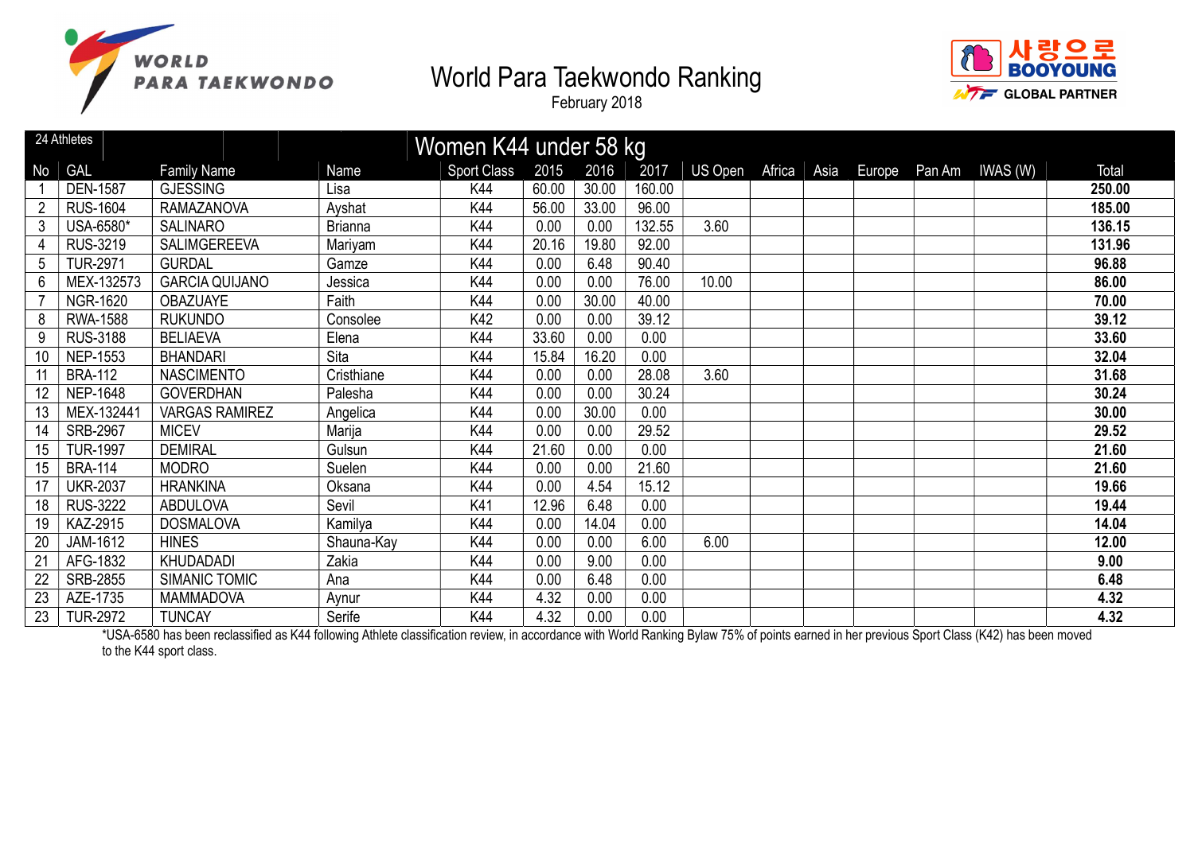# World Para Taekwondo Ranking

February 2018

## Women K44 under 58 kg

24 Athletes

| No | GAL | Family Name | Name | Sport Class | 2015 | 2016 | 2017 | US Open | Africa | Asia | Europe | Pan Am | IWAS (W) | Total |
|---|---|---|---|---|---|---|---|---|---|---|---|---|---|---|
| 1 | DEN-1587 | GJESSING | Lisa | K44 | 60.00 | 30.00 | 160.00 | | | | | | | **250.00** |
| 2 | RUS-1604 | RAMAZANOVA | Ayshat | K44 | 56.00 | 33.00 | 96.00 | | | | | | | **185.00** |
| 3 | USA-6580* | SALINARO | Brianna | K44 | 0.00 | 0.00 | 132.55 | 3.60 | | | | | | **136.15** |
| 4 | RUS-3219 | SALIMGEREEVA | Mariyam | K44 | 20.16 | 19.80 | 92.00 | | | | | | | **131.96** |
| 5 | TUR-2971 | GURDAL | Gamze | K44 | 0.00 | 6.48 | 90.40 | | | | | | | **96.88** |
| 6 | MEX-132573 | GARCIA QUIJANO | Jessica | K44 | 0.00 | 0.00 | 76.00 | 10.00 | | | | | | **86.00** |
| 7 | NGR-1620 | OBAZUAYE | Faith | K44 | 0.00 | 30.00 | 40.00 | | | | | | | **70.00** |
| 8 | RWA-1588 | RUKUNDO | Consolee | K42 | 0.00 | 0.00 | 39.12 | | | | | | | **39.12** |
| 9 | RUS-3188 | BELIAEVA | Elena | K44 | 33.60 | 0.00 | 0.00 | | | | | | | **33.60** |
| 10 | NEP-1553 | BHANDARI | Sita | K44 | 15.84 | 16.20 | 0.00 | | | | | | | **32.04** |
| 11 | BRA-112 | NASCIMENTO | Cristhiane | K44 | 0.00 | 0.00 | 28.08 | 3.60 | | | | | | **31.68** |
| 12 | NEP-1648 | GOVERDHAN | Palesha | K44 | 0.00 | 0.00 | 30.24 | | | | | | | **30.24** |
| 13 | MEX-132441 | VARGAS RAMIREZ | Angelica | K44 | 0.00 | 30.00 | 0.00 | | | | | | | **30.00** |
| 14 | SRB-2967 | MICEV | Marija | K44 | 0.00 | 0.00 | 29.52 | | | | | | | **29.52** |
| 15 | TUR-1997 | DEMIRAL | Gulsun | K44 | 21.60 | 0.00 | 0.00 | | | | | | | **21.60** |
| 15 | BRA-114 | MODRO | Suelen | K44 | 0.00 | 0.00 | 21.60 | | | | | | | **21.60** |
| 17 | UKR-2037 | HRANKINA | Oksana | K44 | 0.00 | 4.54 | 15.12 | | | | | | | **19.66** |
| 18 | RUS-3222 | ABDULOVA | Sevil | K41 | 12.96 | 6.48 | 0.00 | | | | | | | **19.44** |
| 19 | KAZ-2915 | DOSMALOVA | Kamilya | K44 | 0.00 | 14.04 | 0.00 | | | | | | | **14.04** |
| 20 | JAM-1612 | HINES | Shauna-Kay | K44 | 0.00 | 0.00 | 6.00 | 6.00 | | | | | | **12.00** |
| 21 | AFG-1832 | KHUDADADI | Zakia | K44 | 0.00 | 9.00 | 0.00 | | | | | | | **9.00** |
| 22 | SRB-2855 | SIMANIC TOMIC | Ana | K44 | 0.00 | 6.48 | 0.00 | | | | | | | **6.48** |
| 23 | AZE-1735 | MAMMADOVA | Aynur | K44 | 4.32 | 0.00 | 0.00 | | | | | | | **4.32** |
| 23 | TUR-2972 | TUNCAY | Serife | K44 | 4.32 | 0.00 | 0.00 | | | | | | | **4.32** |

*USA-6580 has been reclassified as K44 following Athlete classification review, in accordance with World Ranking Bylaw 75% of points earned in her previous Sport Class (K42) has been moved to the K44 sport class.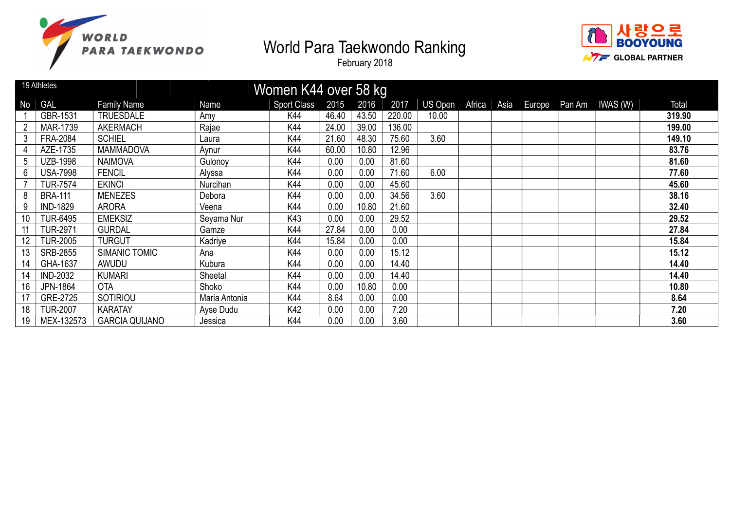# World Para Taekwondo Ranking

February 2018

## Women K44 over 58 kg

19 Athletes

| No | GAL | Family Name | Name | Sport Class | 2015 | 2016 | 2017 | US Open | Africa | Asia | Europe | Pan Am | IWAS (W) | Total |
|---|---|---|---|---|---|---|---|---|---|---|---|---|---|---|
| 1 | GBR-1531 | TRUESDALE | Amy | K44 | 46.40 | 43.50 | 220.00 | 10.00 | | | | | | **319.90** |
| 2 | MAR-1739 | AKERMACH | Rajae | K44 | 24.00 | 39.00 | 136.00 | | | | | | | **199.00** |
| 3 | FRA-2084 | SCHIEL | Laura | K44 | 21.60 | 48.30 | 75.60 | 3.60 | | | | | | **149.10** |
| 4 | AZE-1735 | MAMMADOVA | Aynur | K44 | 60.00 | 10.80 | 12.96 | | | | | | | **83.76** |
| 5 | UZB-1998 | NAIMOVA | Gulonoy | K44 | 0.00 | 0.00 | 81.60 | | | | | | | **81.60** |
| 6 | USA-7998 | FENCIL | Alyssa | K44 | 0.00 | 0.00 | 71.60 | 6.00 | | | | | | **77.60** |
| 7 | TUR-7574 | EKINCI | Nurcihan | K44 | 0.00 | 0.00 | 45.60 | | | | | | | **45.60** |
| 8 | BRA-111 | MENEZES | Debora | K44 | 0.00 | 0.00 | 34.56 | 3.60 | | | | | | **38.16** |
| 9 | IND-1829 | ARORA | Veena | K44 | 0.00 | 10.80 | 21.60 | | | | | | | **32.40** |
| 10 | TUR-6495 | EMEKSIZ | Seyama Nur | K43 | 0.00 | 0.00 | 29.52 | | | | | | | **29.52** |
| 11 | TUR-2971 | GURDAL | Gamze | K44 | 27.84 | 0.00 | 0.00 | | | | | | | **27.84** |
| 12 | TUR-2005 | TURGUT | Kadriye | K44 | 15.84 | 0.00 | 0.00 | | | | | | | **15.84** |
| 13 | SRB-2855 | SIMANIC TOMIC | Ana | K44 | 0.00 | 0.00 | 15.12 | | | | | | | **15.12** |
| 14 | GHA-1637 | AWUDU | Kubura | K44 | 0.00 | 0.00 | 14.40 | | | | | | | **14.40** |
| 14 | IND-2032 | KUMARI | Sheetal | K44 | 0.00 | 0.00 | 14.40 | | | | | | | **14.40** |
| 16 | JPN-1864 | OTA | Shoko | K44 | 0.00 | 10.80 | 0.00 | | | | | | | **10.80** |
| 17 | GRE-2725 | SOTIRIOU | Maria Antonia | K44 | 8.64 | 0.00 | 0.00 | | | | | | | **8.64** |
| 18 | TUR-2007 | KARATAY | Ayse Dudu | K42 | 0.00 | 0.00 | 7.20 | | | | | | | **7.20** |
| 19 | MEX-132573 | GARCIA QUIJANO | Jessica | K44 | 0.00 | 0.00 | 3.60 | | | | | | | **3.60** |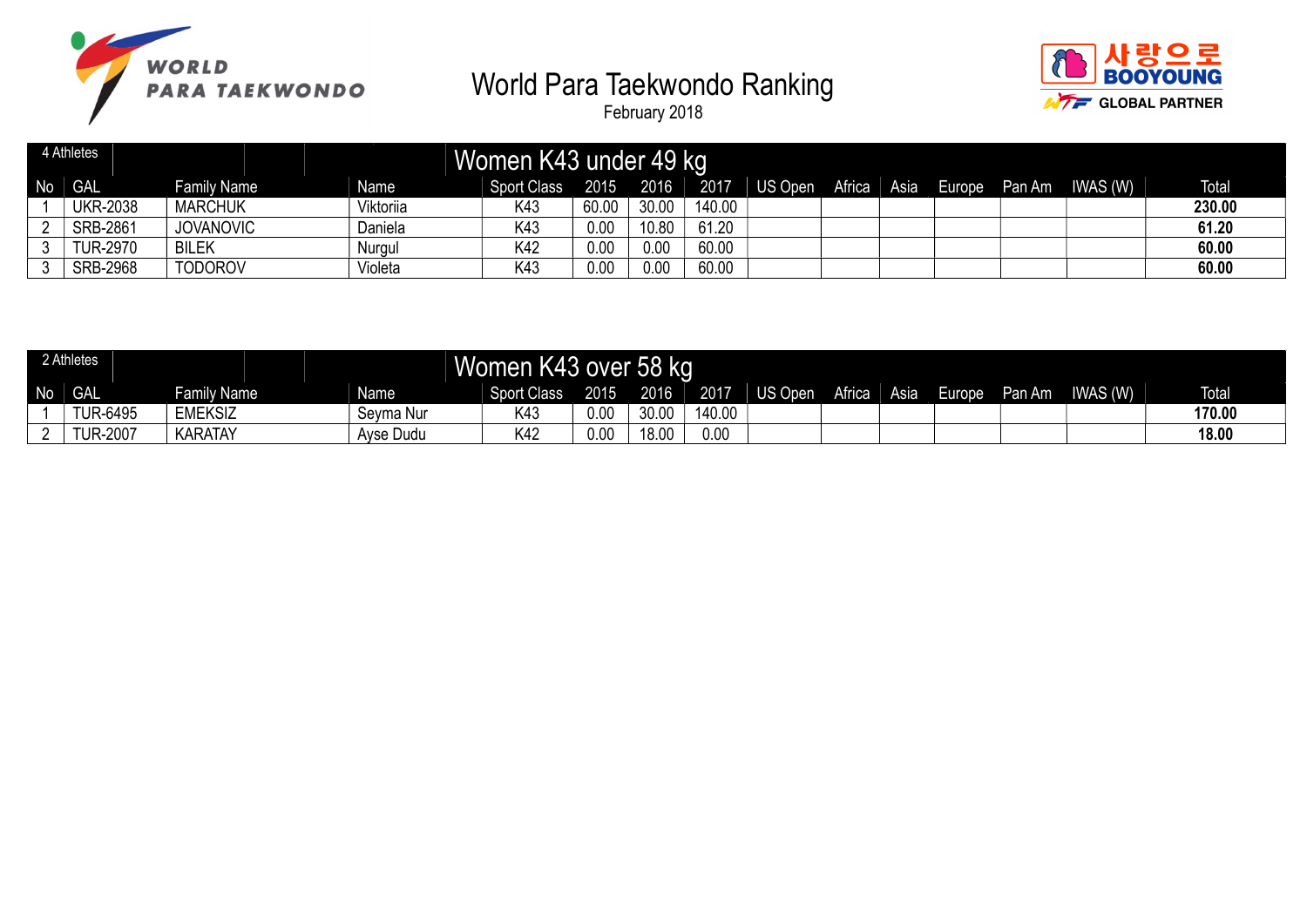# World Para Taekwondo Ranking

February 2018

## Women K43 under 49 kg

4 Athletes

| No | GAL | Family Name | Name | Sport Class | 2015 | 2016 | 2017 | US Open | Africa | Asia | Europe | Pan Am | IWAS (W) | Total |
|---|---|---|---|---|---|---|---|---|---|---|---|---|---|---|
| 1 | UKR-2038 | MARCHUK | Viktoriia | K43 | 60.00 | 30.00 | 140.00 | | | | | | | **230.00** |
| 2 | SRB-2861 | JOVANOVIC | Daniela | K43 | 0.00 | 10.80 | 61.20 | | | | | | | **61.20** |
| 3 | TUR-2970 | BILEK | Nurgul | K42 | 0.00 | 0.00 | 60.00 | | | | | | | **60.00** |
| 3 | SRB-2968 | TODOROV | Violeta | K43 | 0.00 | 0.00 | 60.00 | | | | | | | **60.00** |

## Women K43 over 58 kg

2 Athletes

| No | GAL | Family Name | Name | Sport Class | 2015 | 2016 | 2017 | US Open | Africa | Asia | Europe | Pan Am | IWAS (W) | Total |
|---|---|---|---|---|---|---|---|---|---|---|---|---|---|---|
| 1 | TUR-6495 | EMEKSIZ | Seyma Nur | K43 | 0.00 | 30.00 | 140.00 | | | | | | | **170.00** |
| 2 | TUR-2007 | KARATAY | Ayse Dudu | K42 | 0.00 | 18.00 | 0.00 | | | | | | | **18.00** |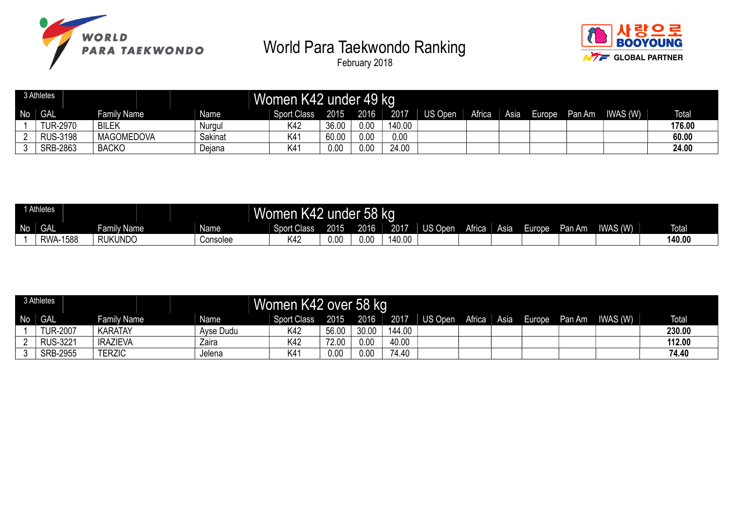# World Para Taekwondo Ranking

February 2018

## Women K42 under 49 kg

3 Athletes

| No | GAL | Family Name | Name | Sport Class | 2015 | 2016 | 2017 | US Open | Africa | Asia | Europe | Pan Am | IWAS (W) | Total |
|---|---|---|---|---|---|---|---|---|---|---|---|---|---|---|
| 1 | TUR-2970 | BILEK | Nurgul | K42 | 36.00 | 0.00 | 140.00 | | | | | | | **176.00** |
| 2 | RUS-3198 | MAGOMEDOVA | Sakinat | K41 | 60.00 | 0.00 | 0.00 | | | | | | | **60.00** |
| 3 | SRB-2863 | BACKO | Dejana | K41 | 0.00 | 0.00 | 24.00 | | | | | | | **24.00** |

## Women K42 under 58 kg

1 Athletes

| No | GAL | Family Name | Name | Sport Class | 2015 | 2016 | 2017 | US Open | Africa | Asia | Europe | Pan Am | IWAS (W) | Total |
|---|---|---|---|---|---|---|---|---|---|---|---|---|---|---|
| 1 | RWA-1588 | RUKUNDO | Consolee | K42 | 0.00 | 0.00 | 140.00 | | | | | | | **140.00** |

## Women K42 over 58 kg

3 Athletes

| No | GAL | Family Name | Name | Sport Class | 2015 | 2016 | 2017 | US Open | Africa | Asia | Europe | Pan Am | IWAS (W) | Total |
|---|---|---|---|---|---|---|---|---|---|---|---|---|---|---|
| 1 | TUR-2007 | KARATAY | Ayse Dudu | K42 | 56.00 | 30.00 | 144.00 | | | | | | | **230.00** |
| 2 | RUS-3221 | IRAZIEVA | Zaira | K42 | 72.00 | 0.00 | 40.00 | | | | | | | **112.00** |
| 3 | SRB-2955 | TERZIC | Jelena | K41 | 0.00 | 0.00 | 74.40 | | | | | | | **74.40** |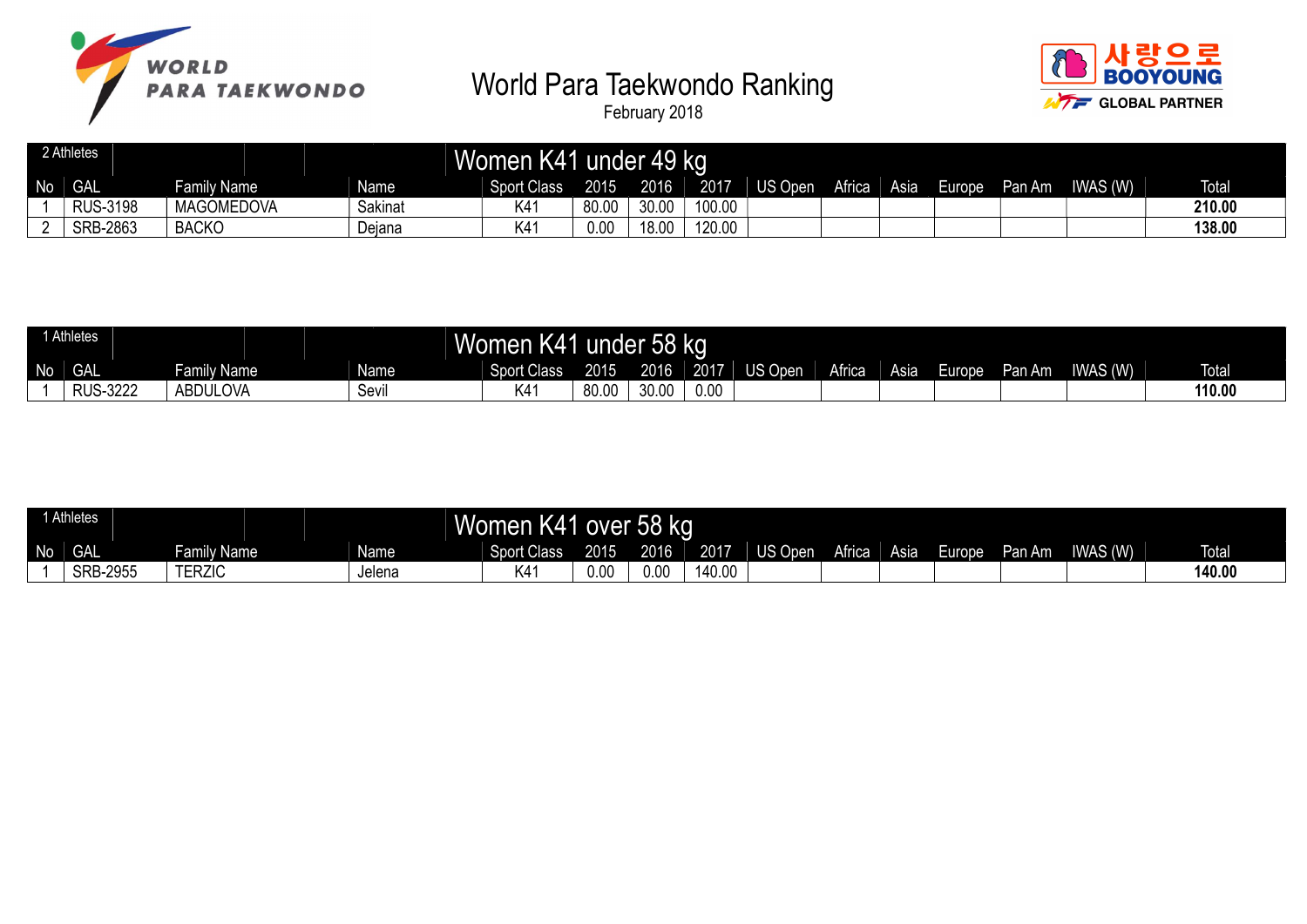# World Para Taekwondo Ranking

February 2018

## Women K41 under 49 kg

2 Athletes

| No | GAL | Family Name | Name | Sport Class | 2015 | 2016 | 2017 | US Open | Africa | Asia | Europe | Pan Am | IWAS (W) | Total |
|---|---|---|---|---|---|---|---|---|---|---|---|---|---|---|
| 1 | RUS-3198 | MAGOMEDOVA | Sakinat | K41 | 80.00 | 30.00 | 100.00 | | | | | | | **210.00** |
| 2 | SRB-2863 | BACKO | Dejana | K41 | 0.00 | 18.00 | 120.00 | | | | | | | **138.00** |

## Women K41 under 58 kg

1 Athletes

| No | GAL | Family Name | Name | Sport Class | 2015 | 2016 | 2017 | US Open | Africa | Asia | Europe | Pan Am | IWAS (W) | Total |
|---|---|---|---|---|---|---|---|---|---|---|---|---|---|---|
| 1 | RUS-3222 | ABDULOVA | Sevil | K41 | 80.00 | 30.00 | 0.00 | | | | | | | **110.00** |

## Women K41 over 58 kg

1 Athletes

| No | GAL | Family Name | Name | Sport Class | 2015 | 2016 | 2017 | US Open | Africa | Asia | Europe | Pan Am | IWAS (W) | Total |
|---|---|---|---|---|---|---|---|---|---|---|---|---|---|---|
| 1 | SRB-2955 | TERZIC | Jelena | K41 | 0.00 | 0.00 | 140.00 | | | | | | | **140.00** |